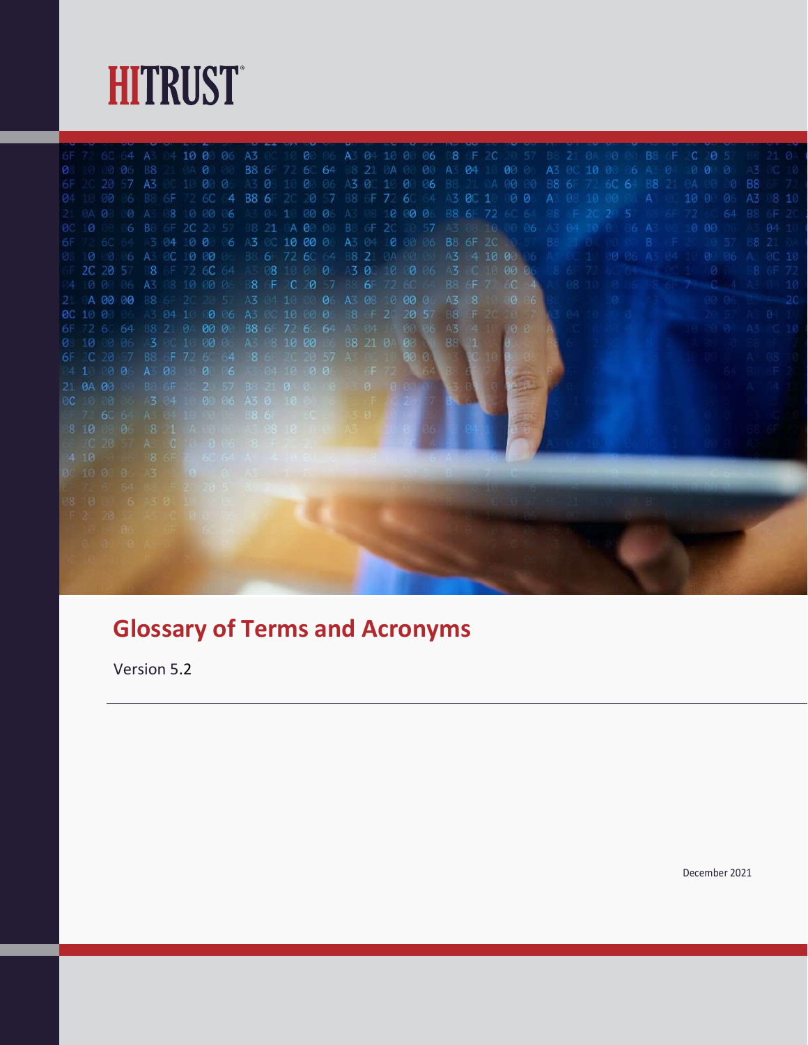HITRUST®

# Glossary of Terms and Acronyms

Version 5.2

December 2021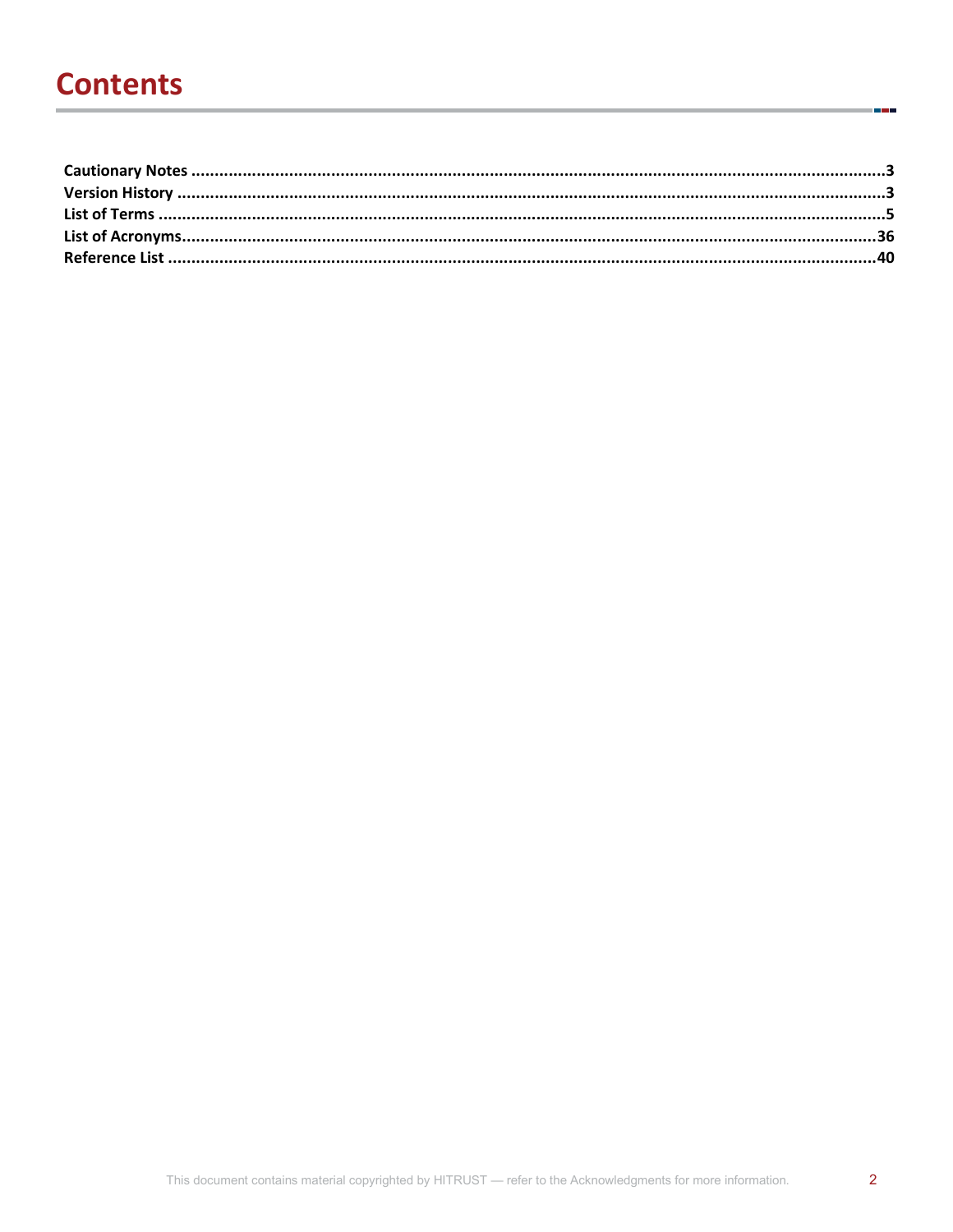# Contents

Cautionary Notes .......... 3
Version History .......... 3
List of Terms .......... 5
List of Acronyms .......... 36
Reference List .......... 40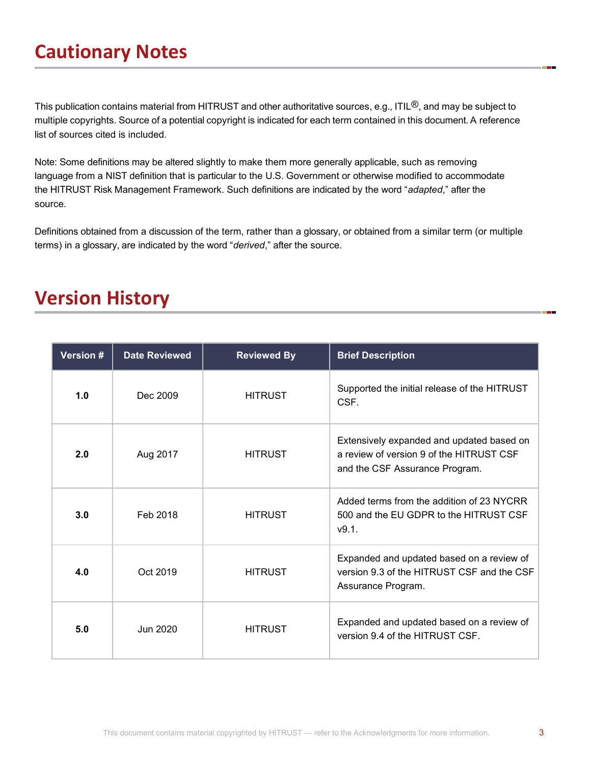# Cautionary Notes

This publication contains material from HITRUST and other authoritative sources, e.g., ITIL®, and may be subject to multiple copyrights. Source of a potential copyright is indicated for each term contained in this document. A reference list of sources cited is included.

Note: Some definitions may be altered slightly to make them more generally applicable, such as removing language from a NIST definition that is particular to the U.S. Government or otherwise modified to accommodate the HITRUST Risk Management Framework. Such definitions are indicated by the word "*adapted*," after the source.

Definitions obtained from a discussion of the term, rather than a glossary, or obtained from a similar term (or multiple terms) in a glossary, are indicated by the word "*derived*," after the source.

# Version History

| Version # | Date Reviewed | Reviewed By | Brief Description |
|---|---|---|---|
| **1.0** | Dec 2009 | HITRUST | Supported the initial release of the HITRUST CSF. |
| **2.0** | Aug 2017 | HITRUST | Extensively expanded and updated based on a review of version 9 of the HITRUST CSF and the CSF Assurance Program. |
| **3.0** | Feb 2018 | HITRUST | Added terms from the addition of 23 NYCRR 500 and the EU GDPR to the HITRUST CSF v9.1. |
| **4.0** | Oct 2019 | HITRUST | Expanded and updated based on a review of version 9.3 of the HITRUST CSF and the CSF Assurance Program. |
| **5.0** | Jun 2020 | HITRUST | Expanded and updated based on a review of version 9.4 of the HITRUST CSF. |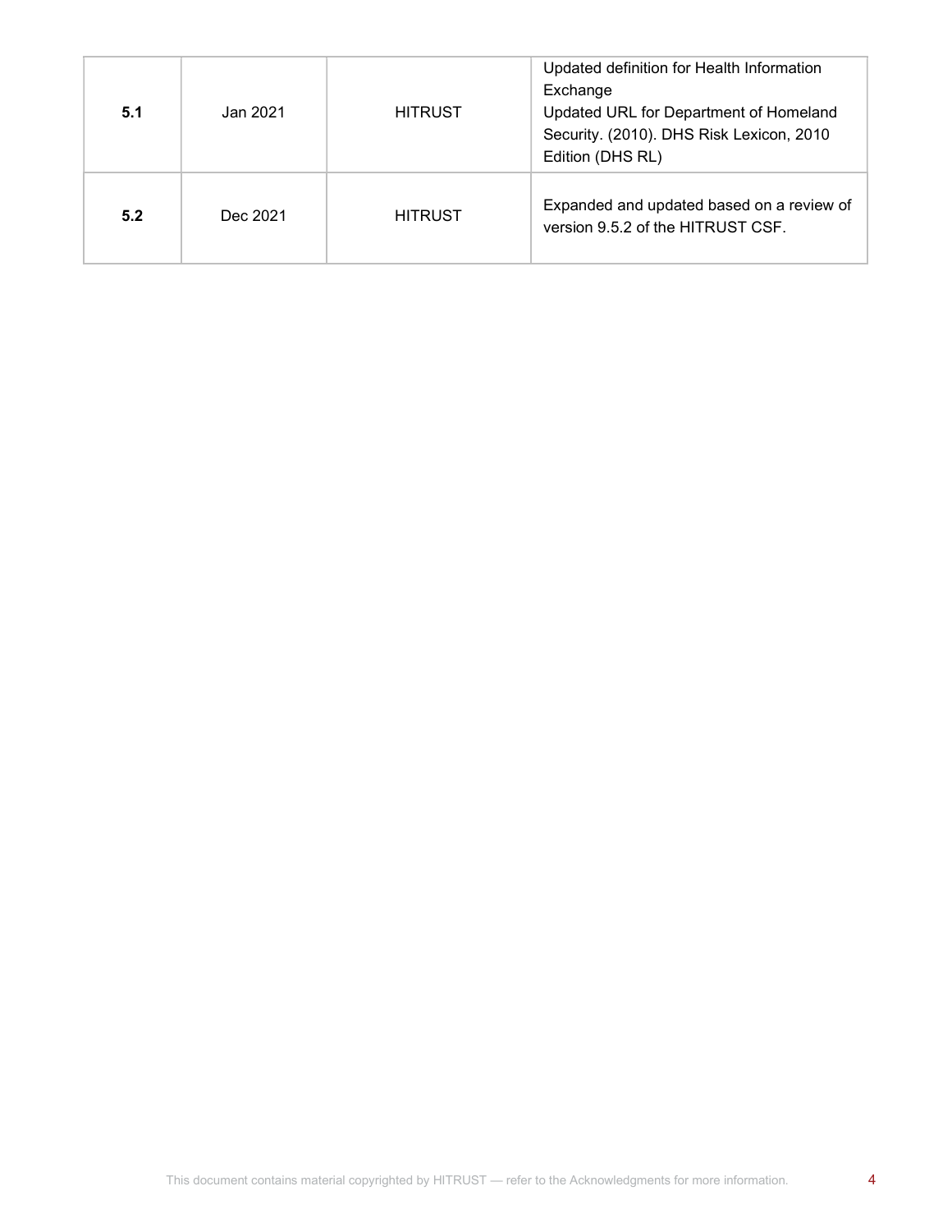| | | | |
|---|---|---|---|
| **5.1** | Jan 2021 | HITRUST | Updated definition for Health Information Exchange<br>Updated URL for Department of Homeland Security. (2010). DHS Risk Lexicon, 2010 Edition (DHS RL) |
| **5.2** | Dec 2021 | HITRUST | Expanded and updated based on a review of version 9.5.2 of the HITRUST CSF. |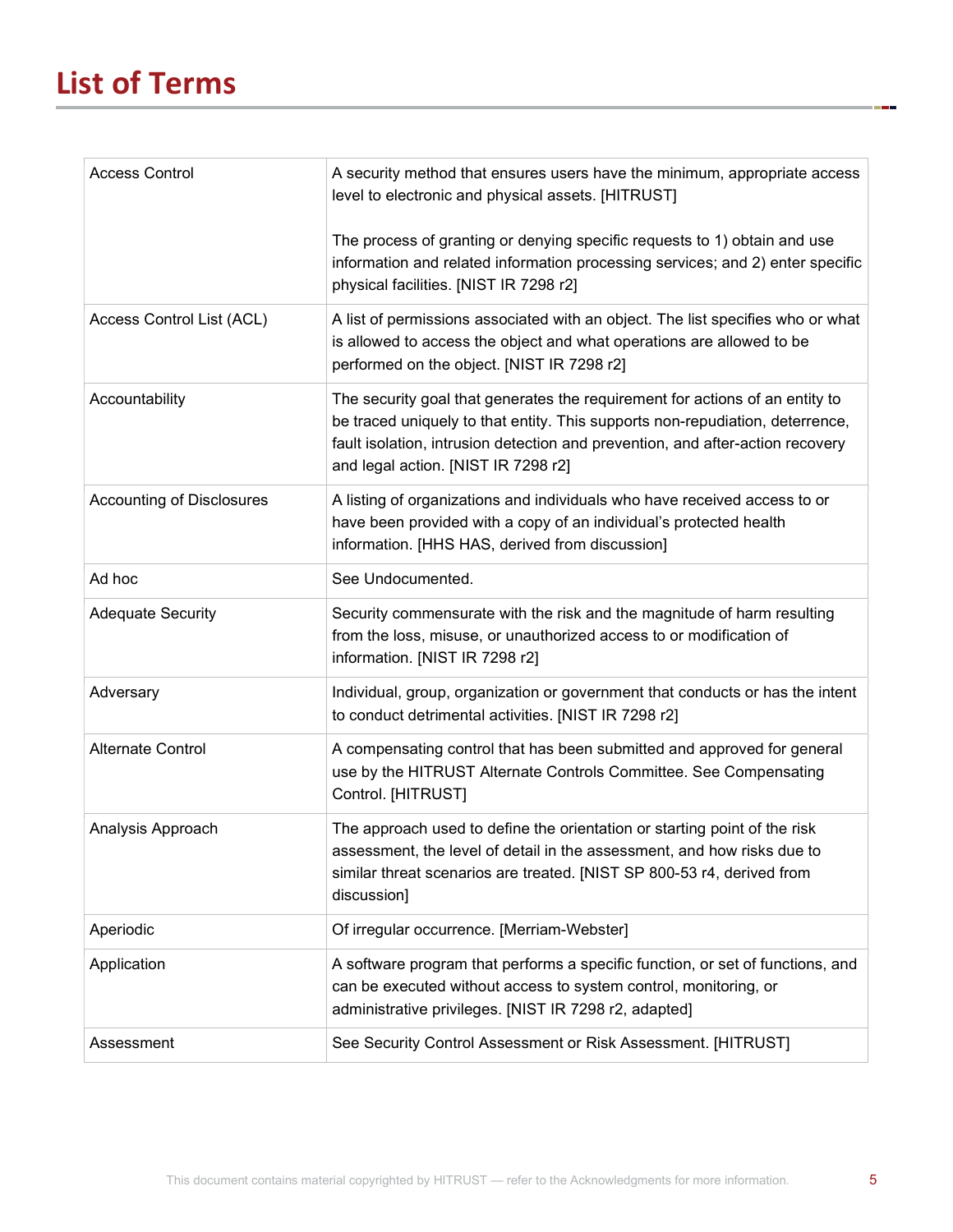# List of Terms

| | |
|---|---|
| Access Control | A security method that ensures users have the minimum, appropriate access level to electronic and physical assets. [HITRUST]<br><br>The process of granting or denying specific requests to 1) obtain and use information and related information processing services; and 2) enter specific physical facilities. [NIST IR 7298 r2] |
| Access Control List (ACL) | A list of permissions associated with an object. The list specifies who or what is allowed to access the object and what operations are allowed to be performed on the object. [NIST IR 7298 r2] |
| Accountability | The security goal that generates the requirement for actions of an entity to be traced uniquely to that entity. This supports non-repudiation, deterrence, fault isolation, intrusion detection and prevention, and after-action recovery and legal action. [NIST IR 7298 r2] |
| Accounting of Disclosures | A listing of organizations and individuals who have received access to or have been provided with a copy of an individual's protected health information. [HHS HAS, derived from discussion] |
| Ad hoc | See Undocumented. |
| Adequate Security | Security commensurate with the risk and the magnitude of harm resulting from the loss, misuse, or unauthorized access to or modification of information. [NIST IR 7298 r2] |
| Adversary | Individual, group, organization or government that conducts or has the intent to conduct detrimental activities. [NIST IR 7298 r2] |
| Alternate Control | A compensating control that has been submitted and approved for general use by the HITRUST Alternate Controls Committee. See Compensating Control. [HITRUST] |
| Analysis Approach | The approach used to define the orientation or starting point of the risk assessment, the level of detail in the assessment, and how risks due to similar threat scenarios are treated. [NIST SP 800-53 r4, derived from discussion] |
| Aperiodic | Of irregular occurrence. [Merriam-Webster] |
| Application | A software program that performs a specific function, or set of functions, and can be executed without access to system control, monitoring, or administrative privileges. [NIST IR 7298 r2, adapted] |
| Assessment | See Security Control Assessment or Risk Assessment. [HITRUST] |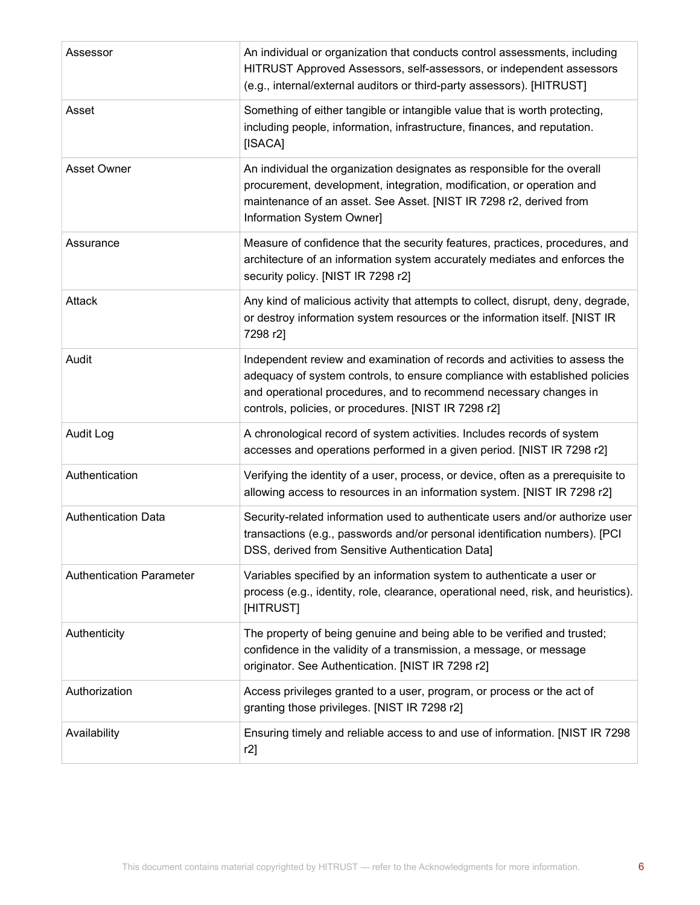| | |
|---|---|
| Assessor | An individual or organization that conducts control assessments, including HITRUST Approved Assessors, self-assessors, or independent assessors (e.g., internal/external auditors or third-party assessors). [HITRUST] |
| Asset | Something of either tangible or intangible value that is worth protecting, including people, information, infrastructure, finances, and reputation. [ISACA] |
| Asset Owner | An individual the organization designates as responsible for the overall procurement, development, integration, modification, or operation and maintenance of an asset. See Asset. [NIST IR 7298 r2, derived from Information System Owner] |
| Assurance | Measure of confidence that the security features, practices, procedures, and architecture of an information system accurately mediates and enforces the security policy. [NIST IR 7298 r2] |
| Attack | Any kind of malicious activity that attempts to collect, disrupt, deny, degrade, or destroy information system resources or the information itself. [NIST IR 7298 r2] |
| Audit | Independent review and examination of records and activities to assess the adequacy of system controls, to ensure compliance with established policies and operational procedures, and to recommend necessary changes in controls, policies, or procedures. [NIST IR 7298 r2] |
| Audit Log | A chronological record of system activities. Includes records of system accesses and operations performed in a given period. [NIST IR 7298 r2] |
| Authentication | Verifying the identity of a user, process, or device, often as a prerequisite to allowing access to resources in an information system. [NIST IR 7298 r2] |
| Authentication Data | Security-related information used to authenticate users and/or authorize user transactions (e.g., passwords and/or personal identification numbers). [PCI DSS, derived from Sensitive Authentication Data] |
| Authentication Parameter | Variables specified by an information system to authenticate a user or process (e.g., identity, role, clearance, operational need, risk, and heuristics). [HITRUST] |
| Authenticity | The property of being genuine and being able to be verified and trusted; confidence in the validity of a transmission, a message, or message originator. See Authentication. [NIST IR 7298 r2] |
| Authorization | Access privileges granted to a user, program, or process or the act of granting those privileges. [NIST IR 7298 r2] |
| Availability | Ensuring timely and reliable access to and use of information. [NIST IR 7298 r2] |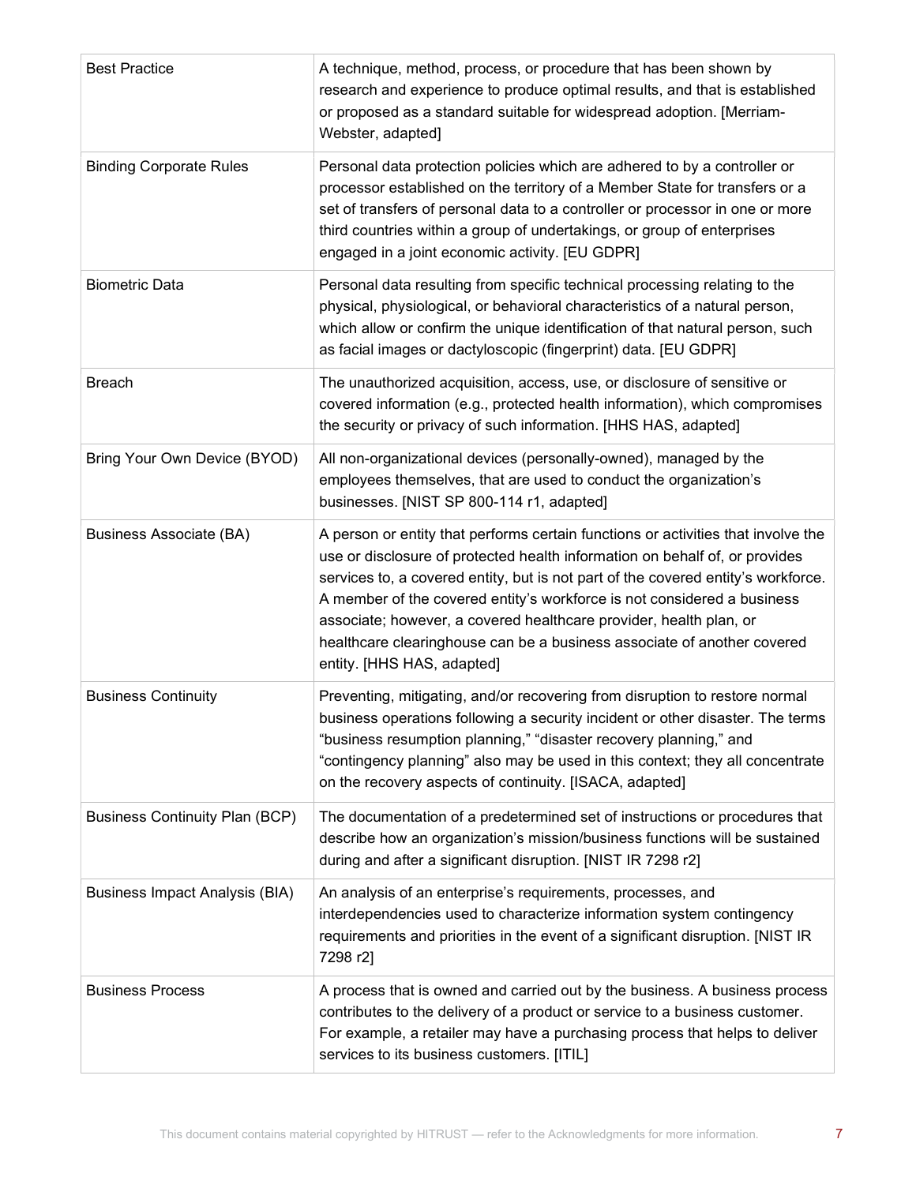| | |
|---|---|
| Best Practice | A technique, method, process, or procedure that has been shown by research and experience to produce optimal results, and that is established or proposed as a standard suitable for widespread adoption. [Merriam-Webster, adapted] |
| Binding Corporate Rules | Personal data protection policies which are adhered to by a controller or processor established on the territory of a Member State for transfers or a set of transfers of personal data to a controller or processor in one or more third countries within a group of undertakings, or group of enterprises engaged in a joint economic activity. [EU GDPR] |
| Biometric Data | Personal data resulting from specific technical processing relating to the physical, physiological, or behavioral characteristics of a natural person, which allow or confirm the unique identification of that natural person, such as facial images or dactyloscopic (fingerprint) data. [EU GDPR] |
| Breach | The unauthorized acquisition, access, use, or disclosure of sensitive or covered information (e.g., protected health information), which compromises the security or privacy of such information. [HHS HAS, adapted] |
| Bring Your Own Device (BYOD) | All non-organizational devices (personally-owned), managed by the employees themselves, that are used to conduct the organization's businesses. [NIST SP 800-114 r1, adapted] |
| Business Associate (BA) | A person or entity that performs certain functions or activities that involve the use or disclosure of protected health information on behalf of, or provides services to, a covered entity, but is not part of the covered entity's workforce. A member of the covered entity's workforce is not considered a business associate; however, a covered healthcare provider, health plan, or healthcare clearinghouse can be a business associate of another covered entity. [HHS HAS, adapted] |
| Business Continuity | Preventing, mitigating, and/or recovering from disruption to restore normal business operations following a security incident or other disaster. The terms "business resumption planning," "disaster recovery planning," and "contingency planning" also may be used in this context; they all concentrate on the recovery aspects of continuity. [ISACA, adapted] |
| Business Continuity Plan (BCP) | The documentation of a predetermined set of instructions or procedures that describe how an organization's mission/business functions will be sustained during and after a significant disruption. [NIST IR 7298 r2] |
| Business Impact Analysis (BIA) | An analysis of an enterprise's requirements, processes, and interdependencies used to characterize information system contingency requirements and priorities in the event of a significant disruption. [NIST IR 7298 r2] |
| Business Process | A process that is owned and carried out by the business. A business process contributes to the delivery of a product or service to a business customer. For example, a retailer may have a purchasing process that helps to deliver services to its business customers. [ITIL] |

This document contains material copyrighted by HITRUST — refer to the Acknowledgments for more information.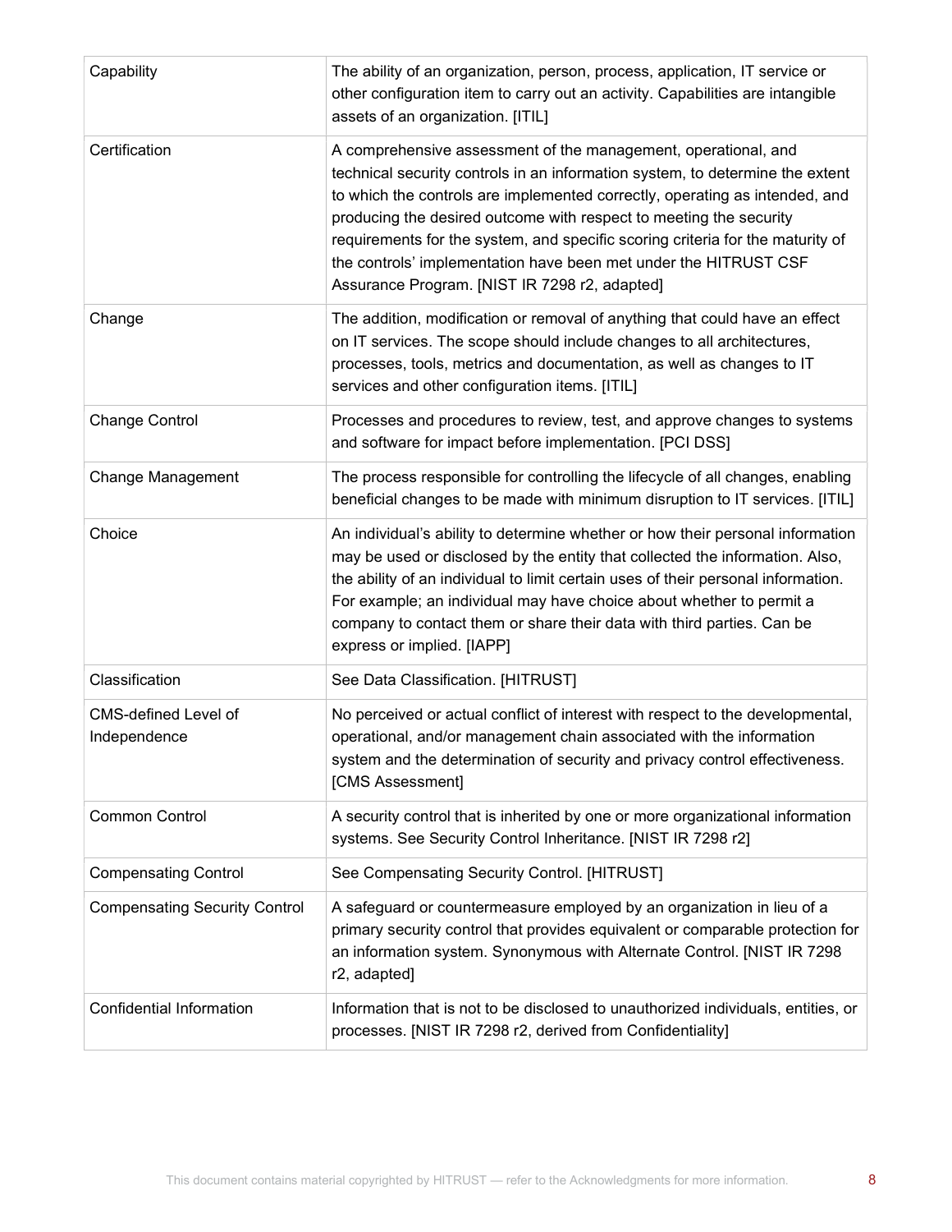| Capability | The ability of an organization, person, process, application, IT service or other configuration item to carry out an activity. Capabilities are intangible assets of an organization. [ITIL] |
|---|---|
| Certification | A comprehensive assessment of the management, operational, and technical security controls in an information system, to determine the extent to which the controls are implemented correctly, operating as intended, and producing the desired outcome with respect to meeting the security requirements for the system, and specific scoring criteria for the maturity of the controls' implementation have been met under the HITRUST CSF Assurance Program. [NIST IR 7298 r2, adapted] |
| Change | The addition, modification or removal of anything that could have an effect on IT services. The scope should include changes to all architectures, processes, tools, metrics and documentation, as well as changes to IT services and other configuration items. [ITIL] |
| Change Control | Processes and procedures to review, test, and approve changes to systems and software for impact before implementation. [PCI DSS] |
| Change Management | The process responsible for controlling the lifecycle of all changes, enabling beneficial changes to be made with minimum disruption to IT services. [ITIL] |
| Choice | An individual's ability to determine whether or how their personal information may be used or disclosed by the entity that collected the information. Also, the ability of an individual to limit certain uses of their personal information. For example; an individual may have choice about whether to permit a company to contact them or share their data with third parties. Can be express or implied. [IAPP] |
| Classification | See Data Classification. [HITRUST] |
| CMS-defined Level of Independence | No perceived or actual conflict of interest with respect to the developmental, operational, and/or management chain associated with the information system and the determination of security and privacy control effectiveness. [CMS Assessment] |
| Common Control | A security control that is inherited by one or more organizational information systems. See Security Control Inheritance. [NIST IR 7298 r2] |
| Compensating Control | See Compensating Security Control. [HITRUST] |
| Compensating Security Control | A safeguard or countermeasure employed by an organization in lieu of a primary security control that provides equivalent or comparable protection for an information system. Synonymous with Alternate Control. [NIST IR 7298 r2, adapted] |
| Confidential Information | Information that is not to be disclosed to unauthorized individuals, entities, or processes. [NIST IR 7298 r2, derived from Confidentiality] |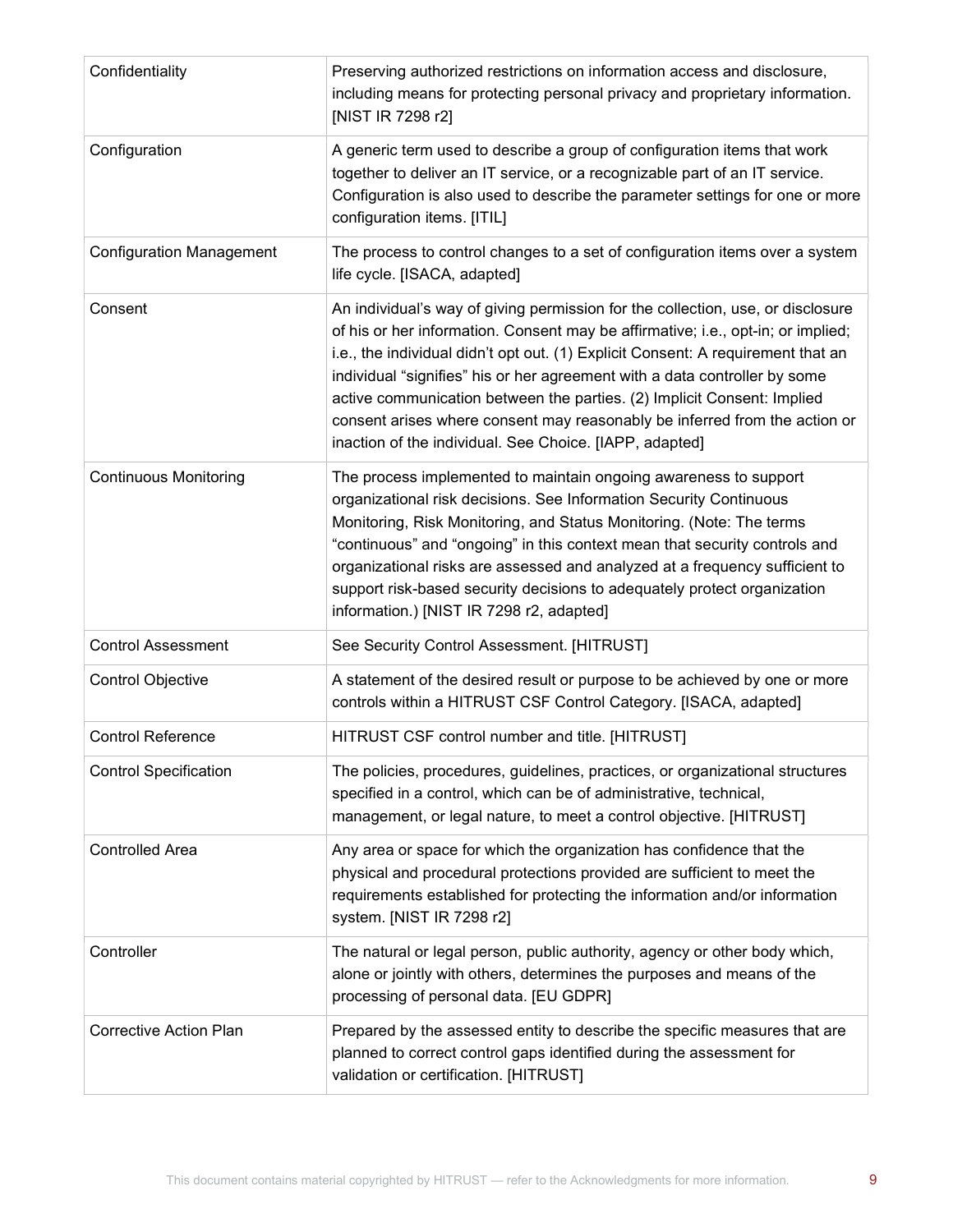| | |
|---|---|
| Confidentiality | Preserving authorized restrictions on information access and disclosure, including means for protecting personal privacy and proprietary information. [NIST IR 7298 r2] |
| Configuration | A generic term used to describe a group of configuration items that work together to deliver an IT service, or a recognizable part of an IT service. Configuration is also used to describe the parameter settings for one or more configuration items. [ITIL] |
| Configuration Management | The process to control changes to a set of configuration items over a system life cycle. [ISACA, adapted] |
| Consent | An individual's way of giving permission for the collection, use, or disclosure of his or her information. Consent may be affirmative; i.e., opt-in; or implied; i.e., the individual didn't opt out. (1) Explicit Consent: A requirement that an individual "signifies" his or her agreement with a data controller by some active communication between the parties. (2) Implicit Consent: Implied consent arises where consent may reasonably be inferred from the action or inaction of the individual. See Choice. [IAPP, adapted] |
| Continuous Monitoring | The process implemented to maintain ongoing awareness to support organizational risk decisions. See Information Security Continuous Monitoring, Risk Monitoring, and Status Monitoring. (Note: The terms "continuous" and "ongoing" in this context mean that security controls and organizational risks are assessed and analyzed at a frequency sufficient to support risk-based security decisions to adequately protect organization information.) [NIST IR 7298 r2, adapted] |
| Control Assessment | See Security Control Assessment. [HITRUST] |
| Control Objective | A statement of the desired result or purpose to be achieved by one or more controls within a HITRUST CSF Control Category. [ISACA, adapted] |
| Control Reference | HITRUST CSF control number and title. [HITRUST] |
| Control Specification | The policies, procedures, guidelines, practices, or organizational structures specified in a control, which can be of administrative, technical, management, or legal nature, to meet a control objective. [HITRUST] |
| Controlled Area | Any area or space for which the organization has confidence that the physical and procedural protections provided are sufficient to meet the requirements established for protecting the information and/or information system. [NIST IR 7298 r2] |
| Controller | The natural or legal person, public authority, agency or other body which, alone or jointly with others, determines the purposes and means of the processing of personal data. [EU GDPR] |
| Corrective Action Plan | Prepared by the assessed entity to describe the specific measures that are planned to correct control gaps identified during the assessment for validation or certification. [HITRUST] |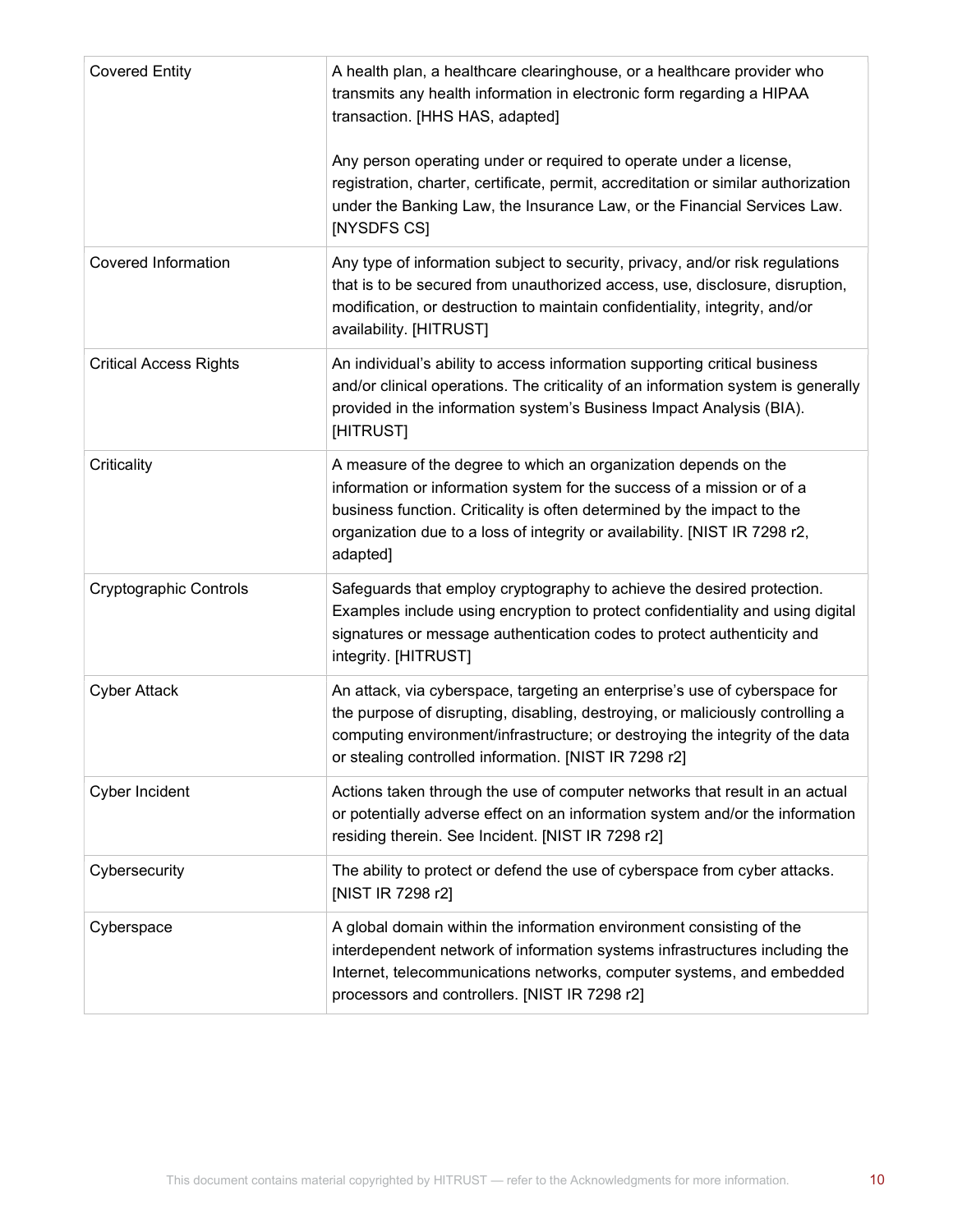| | |
|---|---|
| Covered Entity | A health plan, a healthcare clearinghouse, or a healthcare provider who transmits any health information in electronic form regarding a HIPAA transaction. [HHS HAS, adapted]<br><br>Any person operating under or required to operate under a license, registration, charter, certificate, permit, accreditation or similar authorization under the Banking Law, the Insurance Law, or the Financial Services Law. [NYSDFS CS] |
| Covered Information | Any type of information subject to security, privacy, and/or risk regulations that is to be secured from unauthorized access, use, disclosure, disruption, modification, or destruction to maintain confidentiality, integrity, and/or availability. [HITRUST] |
| Critical Access Rights | An individual's ability to access information supporting critical business and/or clinical operations. The criticality of an information system is generally provided in the information system's Business Impact Analysis (BIA). [HITRUST] |
| Criticality | A measure of the degree to which an organization depends on the information or information system for the success of a mission or of a business function. Criticality is often determined by the impact to the organization due to a loss of integrity or availability. [NIST IR 7298 r2, adapted] |
| Cryptographic Controls | Safeguards that employ cryptography to achieve the desired protection. Examples include using encryption to protect confidentiality and using digital signatures or message authentication codes to protect authenticity and integrity. [HITRUST] |
| Cyber Attack | An attack, via cyberspace, targeting an enterprise's use of cyberspace for the purpose of disrupting, disabling, destroying, or maliciously controlling a computing environment/infrastructure; or destroying the integrity of the data or stealing controlled information. [NIST IR 7298 r2] |
| Cyber Incident | Actions taken through the use of computer networks that result in an actual or potentially adverse effect on an information system and/or the information residing therein. See Incident. [NIST IR 7298 r2] |
| Cybersecurity | The ability to protect or defend the use of cyberspace from cyber attacks. [NIST IR 7298 r2] |
| Cyberspace | A global domain within the information environment consisting of the interdependent network of information systems infrastructures including the Internet, telecommunications networks, computer systems, and embedded processors and controllers. [NIST IR 7298 r2] |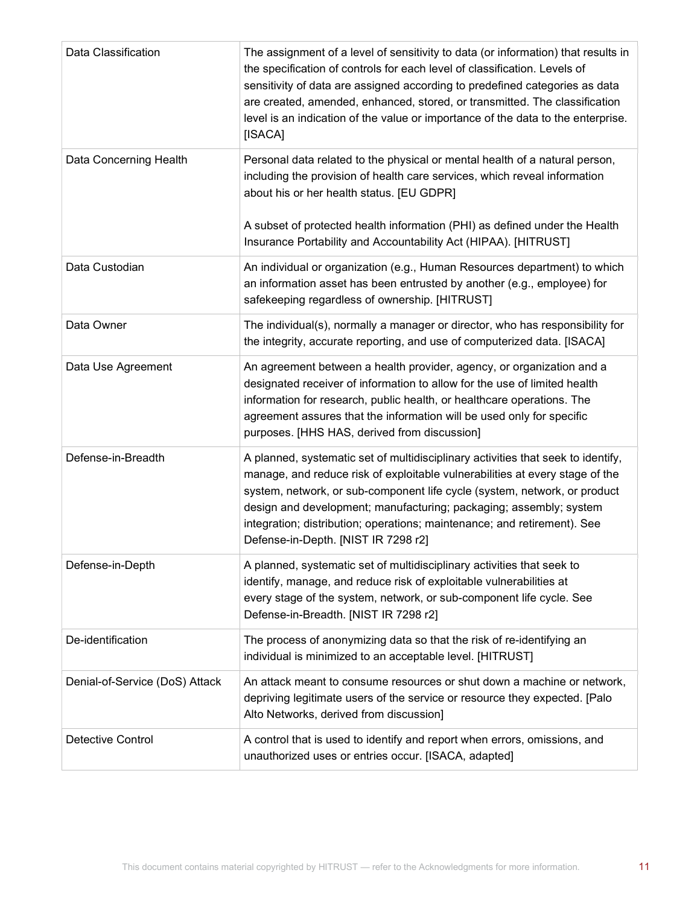| | |
|---|---|
| Data Classification | The assignment of a level of sensitivity to data (or information) that results in the specification of controls for each level of classification. Levels of sensitivity of data are assigned according to predefined categories as data are created, amended, enhanced, stored, or transmitted. The classification level is an indication of the value or importance of the data to the enterprise. [ISACA] |
| Data Concerning Health | Personal data related to the physical or mental health of a natural person, including the provision of health care services, which reveal information about his or her health status. [EU GDPR]<br><br>A subset of protected health information (PHI) as defined under the Health Insurance Portability and Accountability Act (HIPAA). [HITRUST] |
| Data Custodian | An individual or organization (e.g., Human Resources department) to which an information asset has been entrusted by another (e.g., employee) for safekeeping regardless of ownership. [HITRUST] |
| Data Owner | The individual(s), normally a manager or director, who has responsibility for the integrity, accurate reporting, and use of computerized data. [ISACA] |
| Data Use Agreement | An agreement between a health provider, agency, or organization and a designated receiver of information to allow for the use of limited health information for research, public health, or healthcare operations. The agreement assures that the information will be used only for specific purposes. [HHS HAS, derived from discussion] |
| Defense-in-Breadth | A planned, systematic set of multidisciplinary activities that seek to identify, manage, and reduce risk of exploitable vulnerabilities at every stage of the system, network, or sub-component life cycle (system, network, or product design and development; manufacturing; packaging; assembly; system integration; distribution; operations; maintenance; and retirement). See Defense-in-Depth. [NIST IR 7298 r2] |
| Defense-in-Depth | A planned, systematic set of multidisciplinary activities that seek to identify, manage, and reduce risk of exploitable vulnerabilities at every stage of the system, network, or sub-component life cycle. See Defense-in-Breadth. [NIST IR 7298 r2] |
| De-identification | The process of anonymizing data so that the risk of re-identifying an individual is minimized to an acceptable level. [HITRUST] |
| Denial-of-Service (DoS) Attack | An attack meant to consume resources or shut down a machine or network, depriving legitimate users of the service or resource they expected. [Palo Alto Networks, derived from discussion] |
| Detective Control | A control that is used to identify and report when errors, omissions, and unauthorized uses or entries occur. [ISACA, adapted] |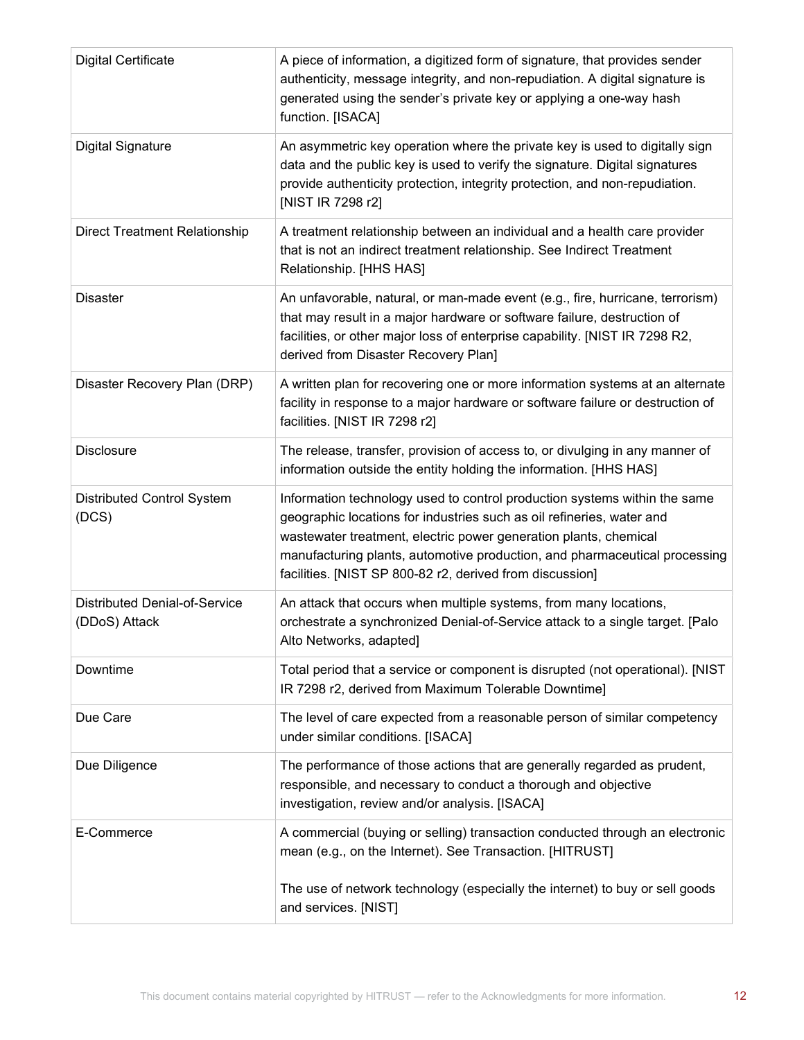| | |
|---|---|
| Digital Certificate | A piece of information, a digitized form of signature, that provides sender authenticity, message integrity, and non-repudiation. A digital signature is generated using the sender's private key or applying a one-way hash function. [ISACA] |
| Digital Signature | An asymmetric key operation where the private key is used to digitally sign data and the public key is used to verify the signature. Digital signatures provide authenticity protection, integrity protection, and non-repudiation. [NIST IR 7298 r2] |
| Direct Treatment Relationship | A treatment relationship between an individual and a health care provider that is not an indirect treatment relationship. See Indirect Treatment Relationship. [HHS HAS] |
| Disaster | An unfavorable, natural, or man-made event (e.g., fire, hurricane, terrorism) that may result in a major hardware or software failure, destruction of facilities, or other major loss of enterprise capability. [NIST IR 7298 R2, derived from Disaster Recovery Plan] |
| Disaster Recovery Plan (DRP) | A written plan for recovering one or more information systems at an alternate facility in response to a major hardware or software failure or destruction of facilities. [NIST IR 7298 r2] |
| Disclosure | The release, transfer, provision of access to, or divulging in any manner of information outside the entity holding the information. [HHS HAS] |
| Distributed Control System (DCS) | Information technology used to control production systems within the same geographic locations for industries such as oil refineries, water and wastewater treatment, electric power generation plants, chemical manufacturing plants, automotive production, and pharmaceutical processing facilities. [NIST SP 800-82 r2, derived from discussion] |
| Distributed Denial-of-Service (DDoS) Attack | An attack that occurs when multiple systems, from many locations, orchestrate a synchronized Denial-of-Service attack to a single target. [Palo Alto Networks, adapted] |
| Downtime | Total period that a service or component is disrupted (not operational). [NIST IR 7298 r2, derived from Maximum Tolerable Downtime] |
| Due Care | The level of care expected from a reasonable person of similar competency under similar conditions. [ISACA] |
| Due Diligence | The performance of those actions that are generally regarded as prudent, responsible, and necessary to conduct a thorough and objective investigation, review and/or analysis. [ISACA] |
| E-Commerce | A commercial (buying or selling) transaction conducted through an electronic mean (e.g., on the Internet). See Transaction. [HITRUST]<br><br>The use of network technology (especially the internet) to buy or sell goods and services. [NIST] |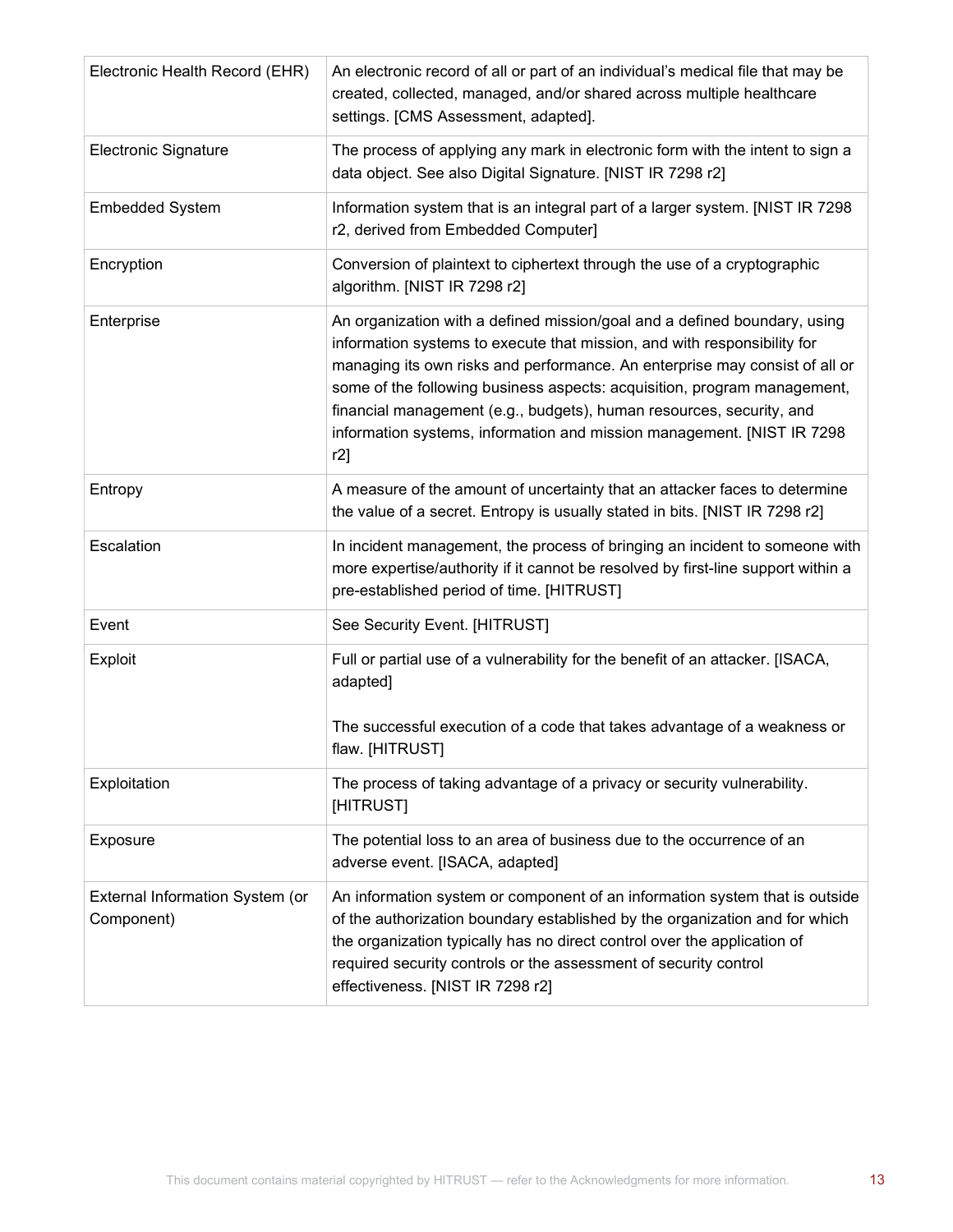| | |
|---|---|
| Electronic Health Record (EHR) | An electronic record of all or part of an individual's medical file that may be created, collected, managed, and/or shared across multiple healthcare settings. [CMS Assessment, adapted]. |
| Electronic Signature | The process of applying any mark in electronic form with the intent to sign a data object. See also Digital Signature. [NIST IR 7298 r2] |
| Embedded System | Information system that is an integral part of a larger system. [NIST IR 7298 r2, derived from Embedded Computer] |
| Encryption | Conversion of plaintext to ciphertext through the use of a cryptographic algorithm. [NIST IR 7298 r2] |
| Enterprise | An organization with a defined mission/goal and a defined boundary, using information systems to execute that mission, and with responsibility for managing its own risks and performance. An enterprise may consist of all or some of the following business aspects: acquisition, program management, financial management (e.g., budgets), human resources, security, and information systems, information and mission management. [NIST IR 7298 r2] |
| Entropy | A measure of the amount of uncertainty that an attacker faces to determine the value of a secret. Entropy is usually stated in bits. [NIST IR 7298 r2] |
| Escalation | In incident management, the process of bringing an incident to someone with more expertise/authority if it cannot be resolved by first-line support within a pre-established period of time. [HITRUST] |
| Event | See Security Event. [HITRUST] |
| Exploit | Full or partial use of a vulnerability for the benefit of an attacker. [ISACA, adapted]<br><br>The successful execution of a code that takes advantage of a weakness or flaw. [HITRUST] |
| Exploitation | The process of taking advantage of a privacy or security vulnerability. [HITRUST] |
| Exposure | The potential loss to an area of business due to the occurrence of an adverse event. [ISACA, adapted] |
| External Information System (or Component) | An information system or component of an information system that is outside of the authorization boundary established by the organization and for which the organization typically has no direct control over the application of required security controls or the assessment of security control effectiveness. [NIST IR 7298 r2] |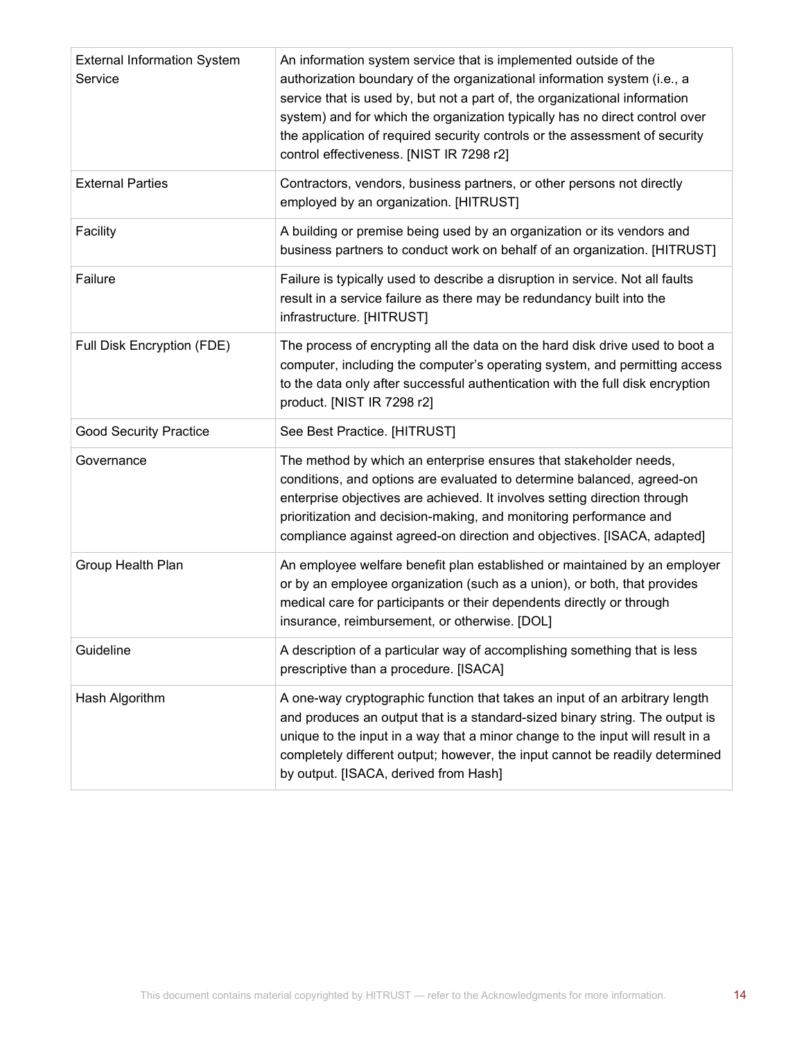| | |
|---|---|
| External Information System Service | An information system service that is implemented outside of the authorization boundary of the organizational information system (i.e., a service that is used by, but not a part of, the organizational information system) and for which the organization typically has no direct control over the application of required security controls or the assessment of security control effectiveness. [NIST IR 7298 r2] |
| External Parties | Contractors, vendors, business partners, or other persons not directly employed by an organization. [HITRUST] |
| Facility | A building or premise being used by an organization or its vendors and business partners to conduct work on behalf of an organization. [HITRUST] |
| Failure | Failure is typically used to describe a disruption in service. Not all faults result in a service failure as there may be redundancy built into the infrastructure. [HITRUST] |
| Full Disk Encryption (FDE) | The process of encrypting all the data on the hard disk drive used to boot a computer, including the computer's operating system, and permitting access to the data only after successful authentication with the full disk encryption product. [NIST IR 7298 r2] |
| Good Security Practice | See Best Practice. [HITRUST] |
| Governance | The method by which an enterprise ensures that stakeholder needs, conditions, and options are evaluated to determine balanced, agreed-on enterprise objectives are achieved. It involves setting direction through prioritization and decision-making, and monitoring performance and compliance against agreed-on direction and objectives. [ISACA, adapted] |
| Group Health Plan | An employee welfare benefit plan established or maintained by an employer or by an employee organization (such as a union), or both, that provides medical care for participants or their dependents directly or through insurance, reimbursement, or otherwise. [DOL] |
| Guideline | A description of a particular way of accomplishing something that is less prescriptive than a procedure. [ISACA] |
| Hash Algorithm | A one-way cryptographic function that takes an input of an arbitrary length and produces an output that is a standard-sized binary string. The output is unique to the input in a way that a minor change to the input will result in a completely different output; however, the input cannot be readily determined by output. [ISACA, derived from Hash] |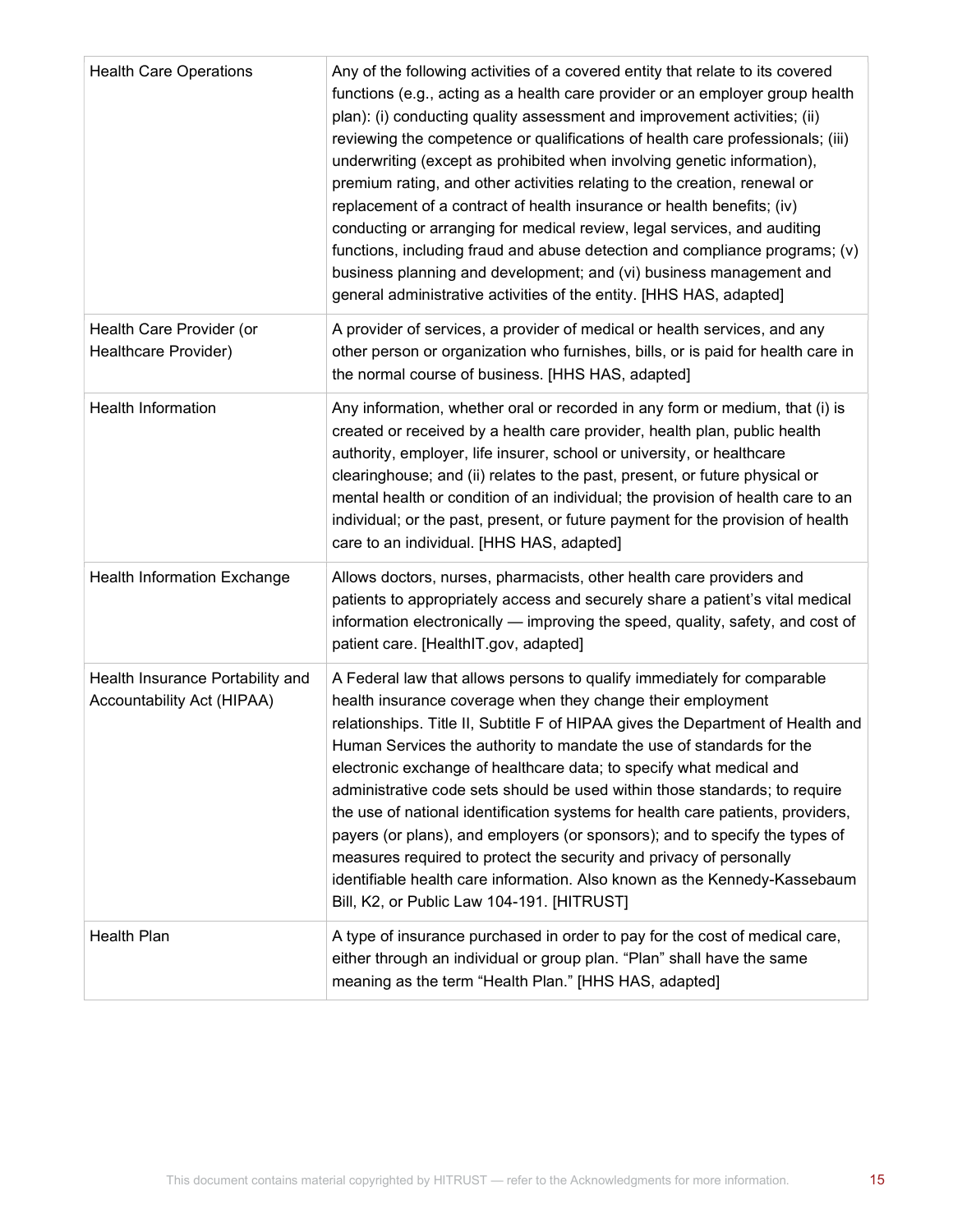| | |
|---|---|
| Health Care Operations | Any of the following activities of a covered entity that relate to its covered functions (e.g., acting as a health care provider or an employer group health plan): (i) conducting quality assessment and improvement activities; (ii) reviewing the competence or qualifications of health care professionals; (iii) underwriting (except as prohibited when involving genetic information), premium rating, and other activities relating to the creation, renewal or replacement of a contract of health insurance or health benefits; (iv) conducting or arranging for medical review, legal services, and auditing functions, including fraud and abuse detection and compliance programs; (v) business planning and development; and (vi) business management and general administrative activities of the entity. [HHS HAS, adapted] |
| Health Care Provider (or Healthcare Provider) | A provider of services, a provider of medical or health services, and any other person or organization who furnishes, bills, or is paid for health care in the normal course of business. [HHS HAS, adapted] |
| Health Information | Any information, whether oral or recorded in any form or medium, that (i) is created or received by a health care provider, health plan, public health authority, employer, life insurer, school or university, or healthcare clearinghouse; and (ii) relates to the past, present, or future physical or mental health or condition of an individual; the provision of health care to an individual; or the past, present, or future payment for the provision of health care to an individual. [HHS HAS, adapted] |
| Health Information Exchange | Allows doctors, nurses, pharmacists, other health care providers and patients to appropriately access and securely share a patient's vital medical information electronically — improving the speed, quality, safety, and cost of patient care. [HealthIT.gov, adapted] |
| Health Insurance Portability and Accountability Act (HIPAA) | A Federal law that allows persons to qualify immediately for comparable health insurance coverage when they change their employment relationships. Title II, Subtitle F of HIPAA gives the Department of Health and Human Services the authority to mandate the use of standards for the electronic exchange of healthcare data; to specify what medical and administrative code sets should be used within those standards; to require the use of national identification systems for health care patients, providers, payers (or plans), and employers (or sponsors); and to specify the types of measures required to protect the security and privacy of personally identifiable health care information. Also known as the Kennedy-Kassebaum Bill, K2, or Public Law 104-191. [HITRUST] |
| Health Plan | A type of insurance purchased in order to pay for the cost of medical care, either through an individual or group plan. "Plan" shall have the same meaning as the term "Health Plan." [HHS HAS, adapted] |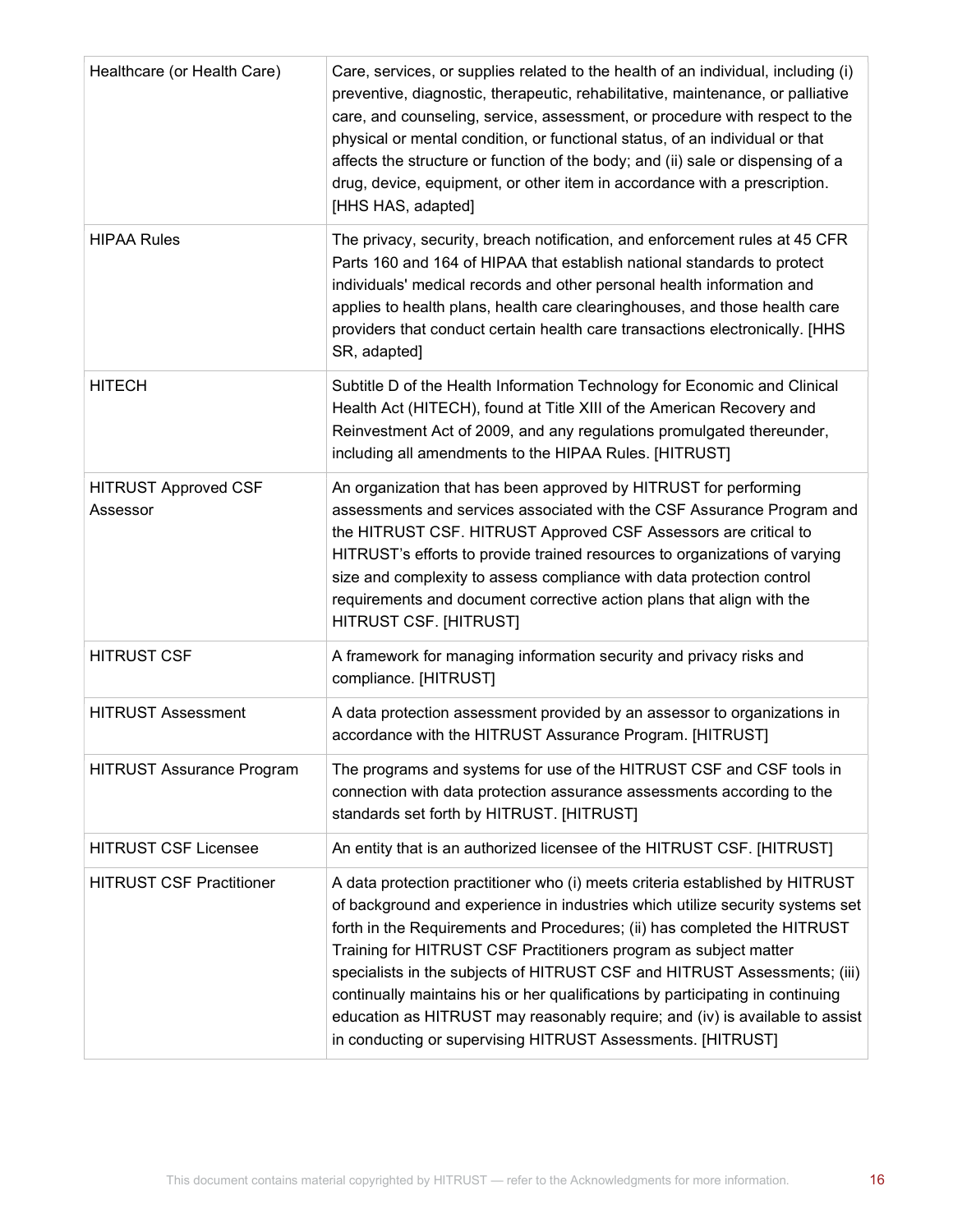| | |
|---|---|
| Healthcare (or Health Care) | Care, services, or supplies related to the health of an individual, including (i) preventive, diagnostic, therapeutic, rehabilitative, maintenance, or palliative care, and counseling, service, assessment, or procedure with respect to the physical or mental condition, or functional status, of an individual or that affects the structure or function of the body; and (ii) sale or dispensing of a drug, device, equipment, or other item in accordance with a prescription. [HHS HAS, adapted] |
| HIPAA Rules | The privacy, security, breach notification, and enforcement rules at 45 CFR Parts 160 and 164 of HIPAA that establish national standards to protect individuals' medical records and other personal health information and applies to health plans, health care clearinghouses, and those health care providers that conduct certain health care transactions electronically. [HHS SR, adapted] |
| HITECH | Subtitle D of the Health Information Technology for Economic and Clinical Health Act (HITECH), found at Title XIII of the American Recovery and Reinvestment Act of 2009, and any regulations promulgated thereunder, including all amendments to the HIPAA Rules. [HITRUST] |
| HITRUST Approved CSF Assessor | An organization that has been approved by HITRUST for performing assessments and services associated with the CSF Assurance Program and the HITRUST CSF. HITRUST Approved CSF Assessors are critical to HITRUST's efforts to provide trained resources to organizations of varying size and complexity to assess compliance with data protection control requirements and document corrective action plans that align with the HITRUST CSF. [HITRUST] |
| HITRUST CSF | A framework for managing information security and privacy risks and compliance. [HITRUST] |
| HITRUST Assessment | A data protection assessment provided by an assessor to organizations in accordance with the HITRUST Assurance Program. [HITRUST] |
| HITRUST Assurance Program | The programs and systems for use of the HITRUST CSF and CSF tools in connection with data protection assurance assessments according to the standards set forth by HITRUST. [HITRUST] |
| HITRUST CSF Licensee | An entity that is an authorized licensee of the HITRUST CSF. [HITRUST] |
| HITRUST CSF Practitioner | A data protection practitioner who (i) meets criteria established by HITRUST of background and experience in industries which utilize security systems set forth in the Requirements and Procedures; (ii) has completed the HITRUST Training for HITRUST CSF Practitioners program as subject matter specialists in the subjects of HITRUST CSF and HITRUST Assessments; (iii) continually maintains his or her qualifications by participating in continuing education as HITRUST may reasonably require; and (iv) is available to assist in conducting or supervising HITRUST Assessments. [HITRUST] |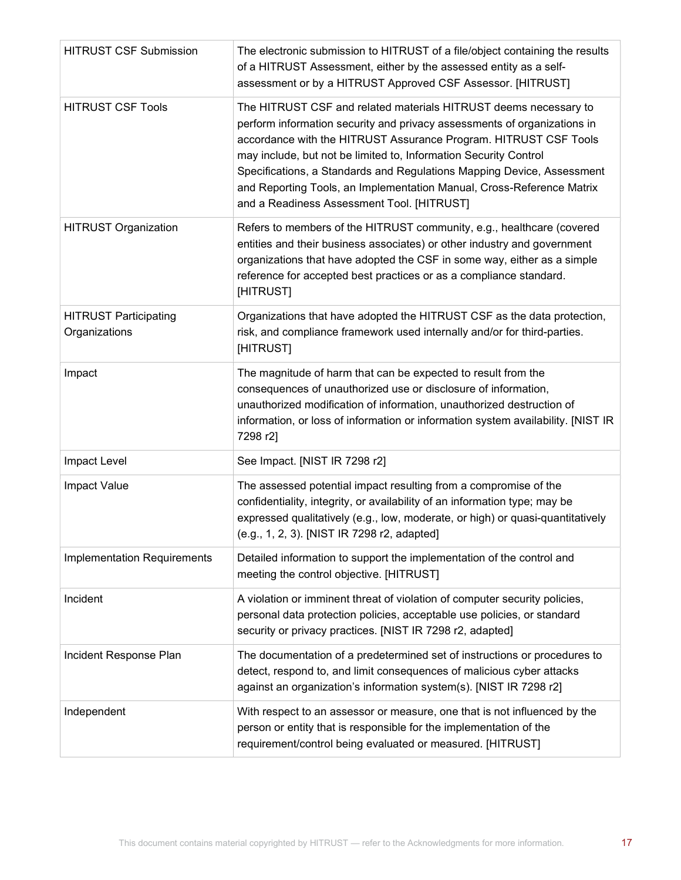| | |
|---|---|
| HITRUST CSF Submission | The electronic submission to HITRUST of a file/object containing the results of a HITRUST Assessment, either by the assessed entity as a self-assessment or by a HITRUST Approved CSF Assessor. [HITRUST] |
| HITRUST CSF Tools | The HITRUST CSF and related materials HITRUST deems necessary to perform information security and privacy assessments of organizations in accordance with the HITRUST Assurance Program. HITRUST CSF Tools may include, but not be limited to, Information Security Control Specifications, a Standards and Regulations Mapping Device, Assessment and Reporting Tools, an Implementation Manual, Cross-Reference Matrix and a Readiness Assessment Tool. [HITRUST] |
| HITRUST Organization | Refers to members of the HITRUST community, e.g., healthcare (covered entities and their business associates) or other industry and government organizations that have adopted the CSF in some way, either as a simple reference for accepted best practices or as a compliance standard. [HITRUST] |
| HITRUST Participating Organizations | Organizations that have adopted the HITRUST CSF as the data protection, risk, and compliance framework used internally and/or for third-parties. [HITRUST] |
| Impact | The magnitude of harm that can be expected to result from the consequences of unauthorized use or disclosure of information, unauthorized modification of information, unauthorized destruction of information, or loss of information or information system availability. [NIST IR 7298 r2] |
| Impact Level | See Impact. [NIST IR 7298 r2] |
| Impact Value | The assessed potential impact resulting from a compromise of the confidentiality, integrity, or availability of an information type; may be expressed qualitatively (e.g., low, moderate, or high) or quasi-quantitatively (e.g., 1, 2, 3). [NIST IR 7298 r2, adapted] |
| Implementation Requirements | Detailed information to support the implementation of the control and meeting the control objective. [HITRUST] |
| Incident | A violation or imminent threat of violation of computer security policies, personal data protection policies, acceptable use policies, or standard security or privacy practices. [NIST IR 7298 r2, adapted] |
| Incident Response Plan | The documentation of a predetermined set of instructions or procedures to detect, respond to, and limit consequences of malicious cyber attacks against an organization's information system(s). [NIST IR 7298 r2] |
| Independent | With respect to an assessor or measure, one that is not influenced by the person or entity that is responsible for the implementation of the requirement/control being evaluated or measured. [HITRUST] |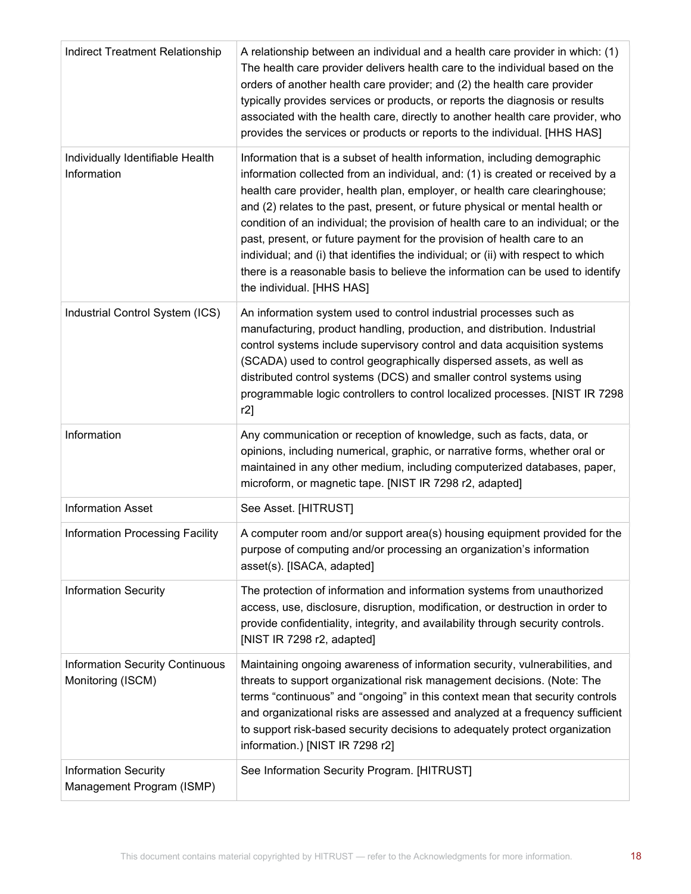| Term | Definition |
|---|---|
| Indirect Treatment Relationship | A relationship between an individual and a health care provider in which: (1) The health care provider delivers health care to the individual based on the orders of another health care provider; and (2) the health care provider typically provides services or products, or reports the diagnosis or results associated with the health care, directly to another health care provider, who provides the services or products or reports to the individual. [HHS HAS] |
| Individually Identifiable Health Information | Information that is a subset of health information, including demographic information collected from an individual, and: (1) is created or received by a health care provider, health plan, employer, or health care clearinghouse; and (2) relates to the past, present, or future physical or mental health or condition of an individual; the provision of health care to an individual; or the past, present, or future payment for the provision of health care to an individual; and (i) that identifies the individual; or (ii) with respect to which there is a reasonable basis to believe the information can be used to identify the individual. [HHS HAS] |
| Industrial Control System (ICS) | An information system used to control industrial processes such as manufacturing, product handling, production, and distribution. Industrial control systems include supervisory control and data acquisition systems (SCADA) used to control geographically dispersed assets, as well as distributed control systems (DCS) and smaller control systems using programmable logic controllers to control localized processes. [NIST IR 7298 r2] |
| Information | Any communication or reception of knowledge, such as facts, data, or opinions, including numerical, graphic, or narrative forms, whether oral or maintained in any other medium, including computerized databases, paper, microform, or magnetic tape. [NIST IR 7298 r2, adapted] |
| Information Asset | See Asset. [HITRUST] |
| Information Processing Facility | A computer room and/or support area(s) housing equipment provided for the purpose of computing and/or processing an organization's information asset(s). [ISACA, adapted] |
| Information Security | The protection of information and information systems from unauthorized access, use, disclosure, disruption, modification, or destruction in order to provide confidentiality, integrity, and availability through security controls. [NIST IR 7298 r2, adapted] |
| Information Security Continuous Monitoring (ISCM) | Maintaining ongoing awareness of information security, vulnerabilities, and threats to support organizational risk management decisions. (Note: The terms "continuous" and "ongoing" in this context mean that security controls and organizational risks are assessed and analyzed at a frequency sufficient to support risk-based security decisions to adequately protect organization information.) [NIST IR 7298 r2] |
| Information Security Management Program (ISMP) | See Information Security Program. [HITRUST] |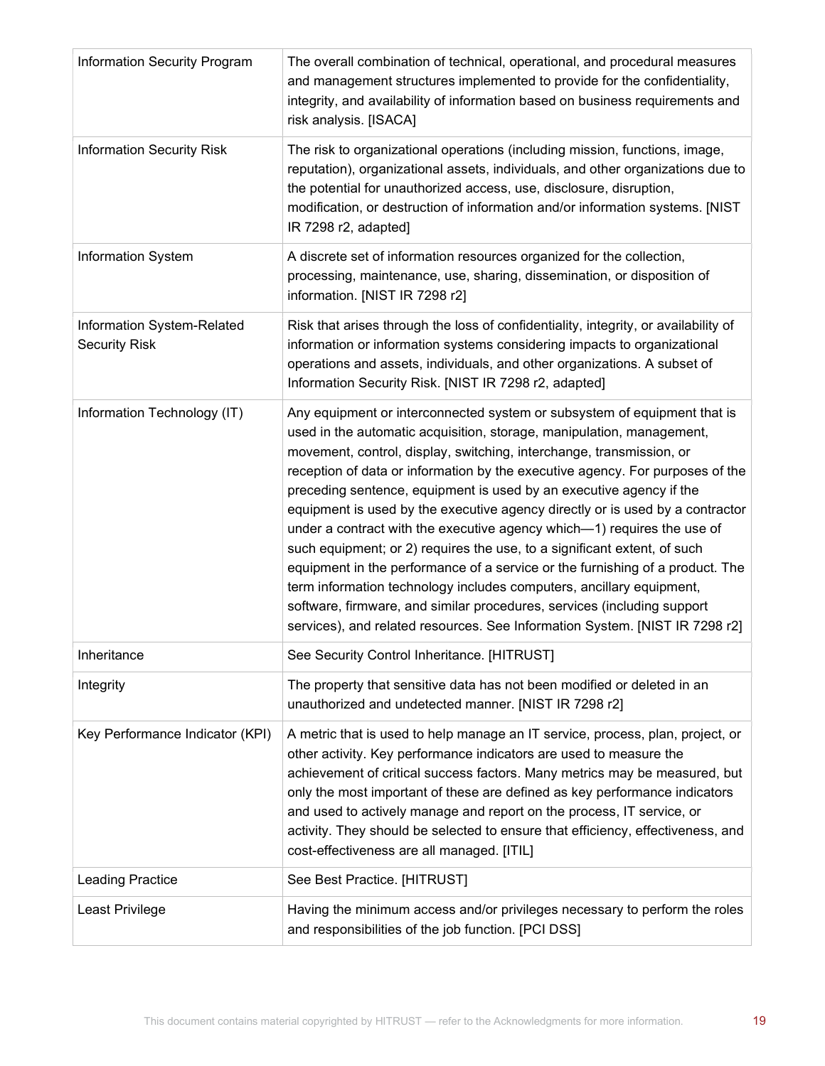| | |
|---|---|
| Information Security Program | The overall combination of technical, operational, and procedural measures and management structures implemented to provide for the confidentiality, integrity, and availability of information based on business requirements and risk analysis. [ISACA] |
| Information Security Risk | The risk to organizational operations (including mission, functions, image, reputation), organizational assets, individuals, and other organizations due to the potential for unauthorized access, use, disclosure, disruption, modification, or destruction of information and/or information systems. [NIST IR 7298 r2, adapted] |
| Information System | A discrete set of information resources organized for the collection, processing, maintenance, use, sharing, dissemination, or disposition of information. [NIST IR 7298 r2] |
| Information System-Related Security Risk | Risk that arises through the loss of confidentiality, integrity, or availability of information or information systems considering impacts to organizational operations and assets, individuals, and other organizations. A subset of Information Security Risk. [NIST IR 7298 r2, adapted] |
| Information Technology (IT) | Any equipment or interconnected system or subsystem of equipment that is used in the automatic acquisition, storage, manipulation, management, movement, control, display, switching, interchange, transmission, or reception of data or information by the executive agency. For purposes of the preceding sentence, equipment is used by an executive agency if the equipment is used by the executive agency directly or is used by a contractor under a contract with the executive agency which—1) requires the use of such equipment; or 2) requires the use, to a significant extent, of such equipment in the performance of a service or the furnishing of a product. The term information technology includes computers, ancillary equipment, software, firmware, and similar procedures, services (including support services), and related resources. See Information System. [NIST IR 7298 r2] |
| Inheritance | See Security Control Inheritance. [HITRUST] |
| Integrity | The property that sensitive data has not been modified or deleted in an unauthorized and undetected manner. [NIST IR 7298 r2] |
| Key Performance Indicator (KPI) | A metric that is used to help manage an IT service, process, plan, project, or other activity. Key performance indicators are used to measure the achievement of critical success factors. Many metrics may be measured, but only the most important of these are defined as key performance indicators and used to actively manage and report on the process, IT service, or activity. They should be selected to ensure that efficiency, effectiveness, and cost-effectiveness are all managed. [ITIL] |
| Leading Practice | See Best Practice. [HITRUST] |
| Least Privilege | Having the minimum access and/or privileges necessary to perform the roles and responsibilities of the job function. [PCI DSS] |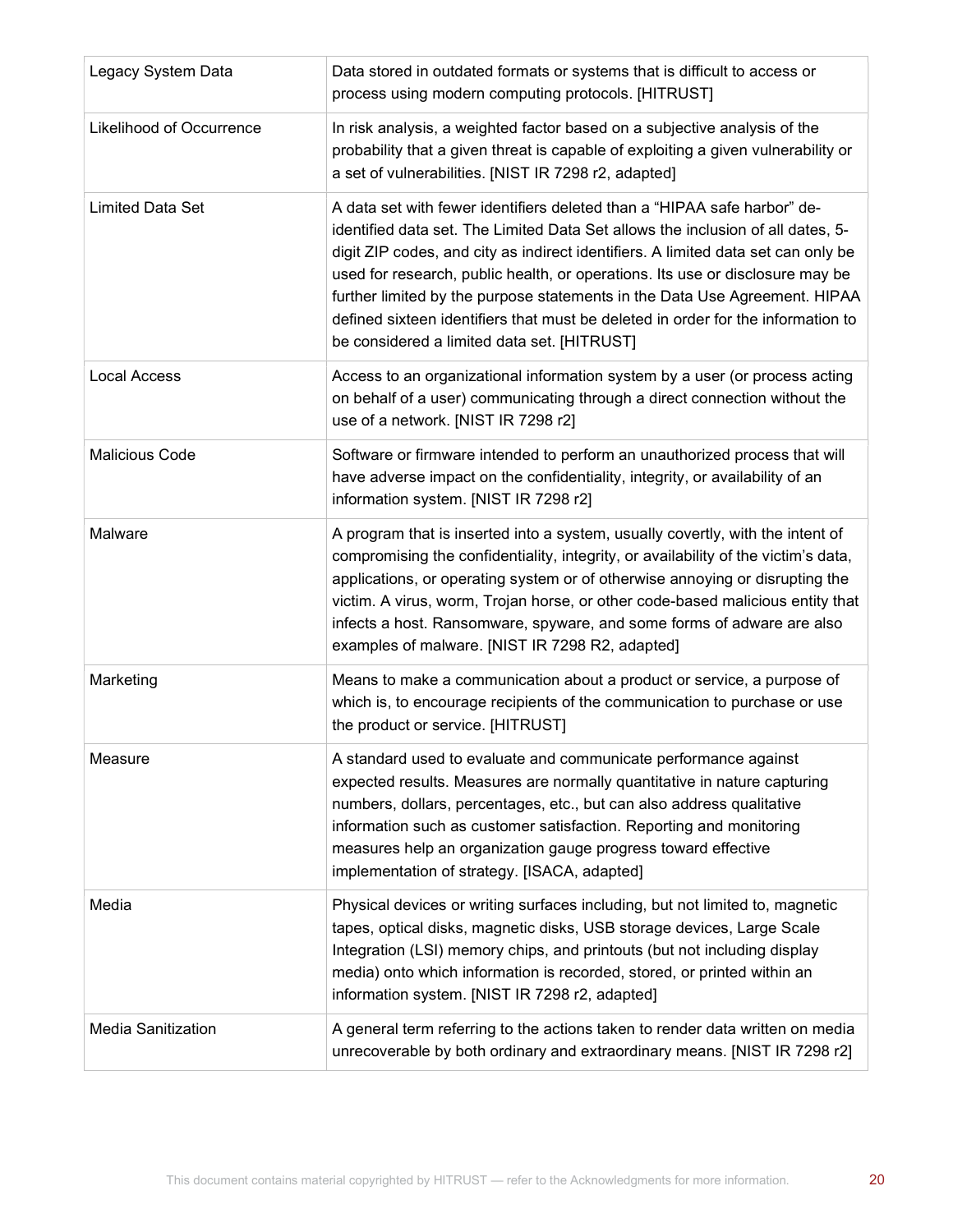| | |
|---|---|
| Legacy System Data | Data stored in outdated formats or systems that is difficult to access or process using modern computing protocols. [HITRUST] |
| Likelihood of Occurrence | In risk analysis, a weighted factor based on a subjective analysis of the probability that a given threat is capable of exploiting a given vulnerability or a set of vulnerabilities. [NIST IR 7298 r2, adapted] |
| Limited Data Set | A data set with fewer identifiers deleted than a "HIPAA safe harbor" de-identified data set. The Limited Data Set allows the inclusion of all dates, 5-digit ZIP codes, and city as indirect identifiers. A limited data set can only be used for research, public health, or operations. Its use or disclosure may be further limited by the purpose statements in the Data Use Agreement. HIPAA defined sixteen identifiers that must be deleted in order for the information to be considered a limited data set. [HITRUST] |
| Local Access | Access to an organizational information system by a user (or process acting on behalf of a user) communicating through a direct connection without the use of a network. [NIST IR 7298 r2] |
| Malicious Code | Software or firmware intended to perform an unauthorized process that will have adverse impact on the confidentiality, integrity, or availability of an information system. [NIST IR 7298 r2] |
| Malware | A program that is inserted into a system, usually covertly, with the intent of compromising the confidentiality, integrity, or availability of the victim's data, applications, or operating system or of otherwise annoying or disrupting the victim. A virus, worm, Trojan horse, or other code-based malicious entity that infects a host. Ransomware, spyware, and some forms of adware are also examples of malware. [NIST IR 7298 R2, adapted] |
| Marketing | Means to make a communication about a product or service, a purpose of which is, to encourage recipients of the communication to purchase or use the product or service. [HITRUST] |
| Measure | A standard used to evaluate and communicate performance against expected results. Measures are normally quantitative in nature capturing numbers, dollars, percentages, etc., but can also address qualitative information such as customer satisfaction. Reporting and monitoring measures help an organization gauge progress toward effective implementation of strategy. [ISACA, adapted] |
| Media | Physical devices or writing surfaces including, but not limited to, magnetic tapes, optical disks, magnetic disks, USB storage devices, Large Scale Integration (LSI) memory chips, and printouts (but not including display media) onto which information is recorded, stored, or printed within an information system. [NIST IR 7298 r2, adapted] |
| Media Sanitization | A general term referring to the actions taken to render data written on media unrecoverable by both ordinary and extraordinary means. [NIST IR 7298 r2] |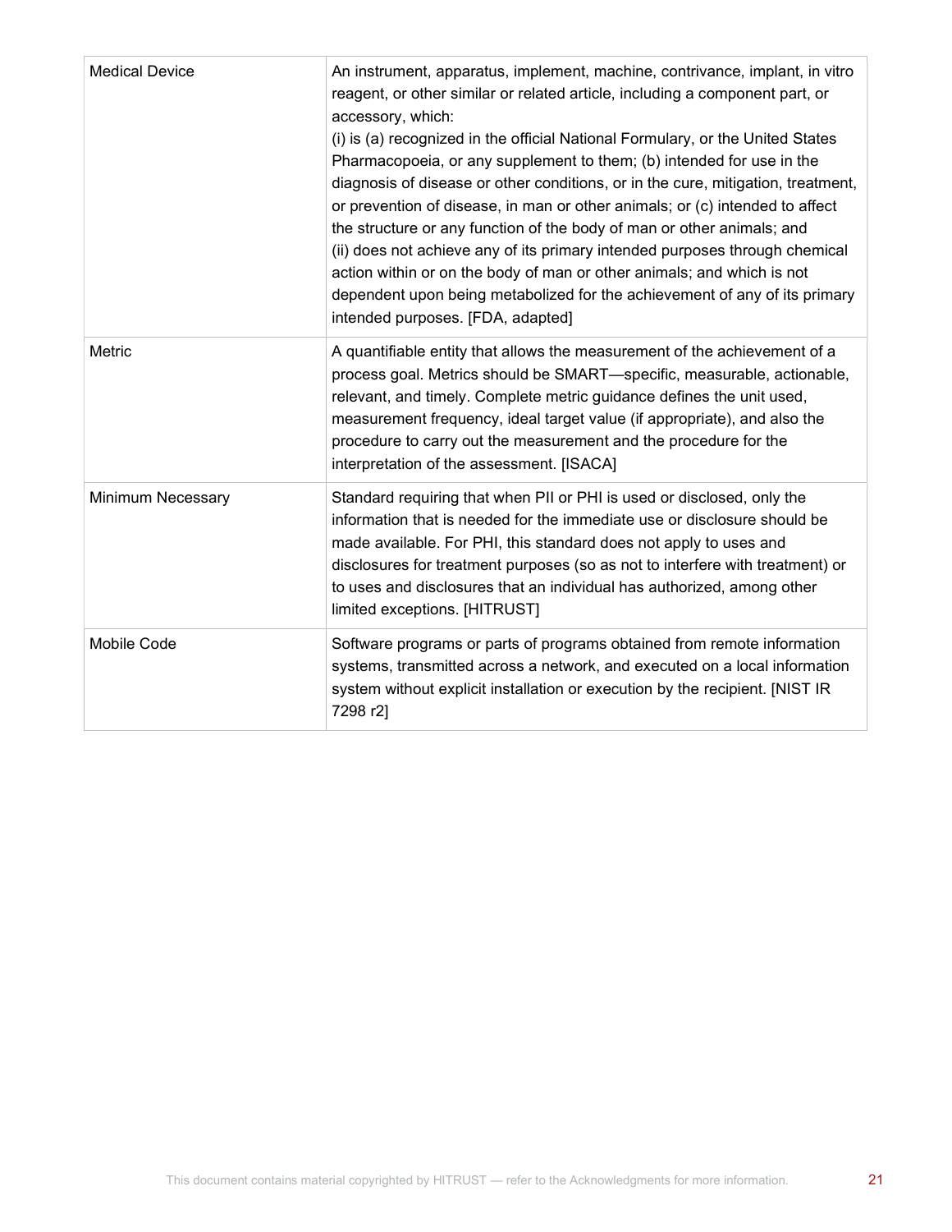| | |
|---|---|
| Medical Device | An instrument, apparatus, implement, machine, contrivance, implant, in vitro reagent, or other similar or related article, including a component part, or accessory, which:<br>(i) is (a) recognized in the official National Formulary, or the United States Pharmacopoeia, or any supplement to them; (b) intended for use in the diagnosis of disease or other conditions, or in the cure, mitigation, treatment, or prevention of disease, in man or other animals; or (c) intended to affect the structure or any function of the body of man or other animals; and<br>(ii) does not achieve any of its primary intended purposes through chemical action within or on the body of man or other animals; and which is not dependent upon being metabolized for the achievement of any of its primary intended purposes. [FDA, adapted] |
| Metric | A quantifiable entity that allows the measurement of the achievement of a process goal. Metrics should be SMART—specific, measurable, actionable, relevant, and timely. Complete metric guidance defines the unit used, measurement frequency, ideal target value (if appropriate), and also the procedure to carry out the measurement and the procedure for the interpretation of the assessment. [ISACA] |
| Minimum Necessary | Standard requiring that when PII or PHI is used or disclosed, only the information that is needed for the immediate use or disclosure should be made available. For PHI, this standard does not apply to uses and disclosures for treatment purposes (so as not to interfere with treatment) or to uses and disclosures that an individual has authorized, among other limited exceptions. [HITRUST] |
| Mobile Code | Software programs or parts of programs obtained from remote information systems, transmitted across a network, and executed on a local information system without explicit installation or execution by the recipient. [NIST IR 7298 r2] |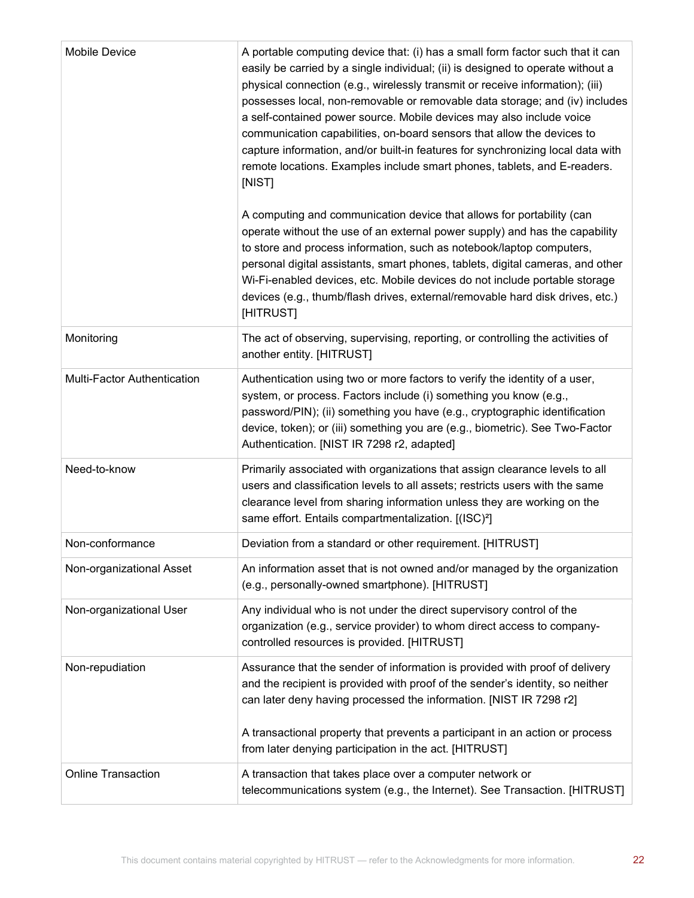| | |
|---|---|
| Mobile Device | A portable computing device that: (i) has a small form factor such that it can easily be carried by a single individual; (ii) is designed to operate without a physical connection (e.g., wirelessly transmit or receive information); (iii) possesses local, non-removable or removable data storage; and (iv) includes a self-contained power source. Mobile devices may also include voice communication capabilities, on-board sensors that allow the devices to capture information, and/or built-in features for synchronizing local data with remote locations. Examples include smart phones, tablets, and E-readers. [NIST]<br><br>A computing and communication device that allows for portability (can operate without the use of an external power supply) and has the capability to store and process information, such as notebook/laptop computers, personal digital assistants, smart phones, tablets, digital cameras, and other Wi-Fi-enabled devices, etc. Mobile devices do not include portable storage devices (e.g., thumb/flash drives, external/removable hard disk drives, etc.) [HITRUST] |
| Monitoring | The act of observing, supervising, reporting, or controlling the activities of another entity. [HITRUST] |
| Multi-Factor Authentication | Authentication using two or more factors to verify the identity of a user, system, or process. Factors include (i) something you know (e.g., password/PIN); (ii) something you have (e.g., cryptographic identification device, token); or (iii) something you are (e.g., biometric). See Two-Factor Authentication. [NIST IR 7298 r2, adapted] |
| Need-to-know | Primarily associated with organizations that assign clearance levels to all users and classification levels to all assets; restricts users with the same clearance level from sharing information unless they are working on the same effort. Entails compartmentalization. [(ISC)²] |
| Non-conformance | Deviation from a standard or other requirement. [HITRUST] |
| Non-organizational Asset | An information asset that is not owned and/or managed by the organization (e.g., personally-owned smartphone). [HITRUST] |
| Non-organizational User | Any individual who is not under the direct supervisory control of the organization (e.g., service provider) to whom direct access to company-controlled resources is provided. [HITRUST] |
| Non-repudiation | Assurance that the sender of information is provided with proof of delivery and the recipient is provided with proof of the sender's identity, so neither can later deny having processed the information. [NIST IR 7298 r2]<br><br>A transactional property that prevents a participant in an action or process from later denying participation in the act. [HITRUST] |
| Online Transaction | A transaction that takes place over a computer network or telecommunications system (e.g., the Internet). See Transaction. [HITRUST] |

This document contains material copyrighted by HITRUST — refer to the Acknowledgments for more information.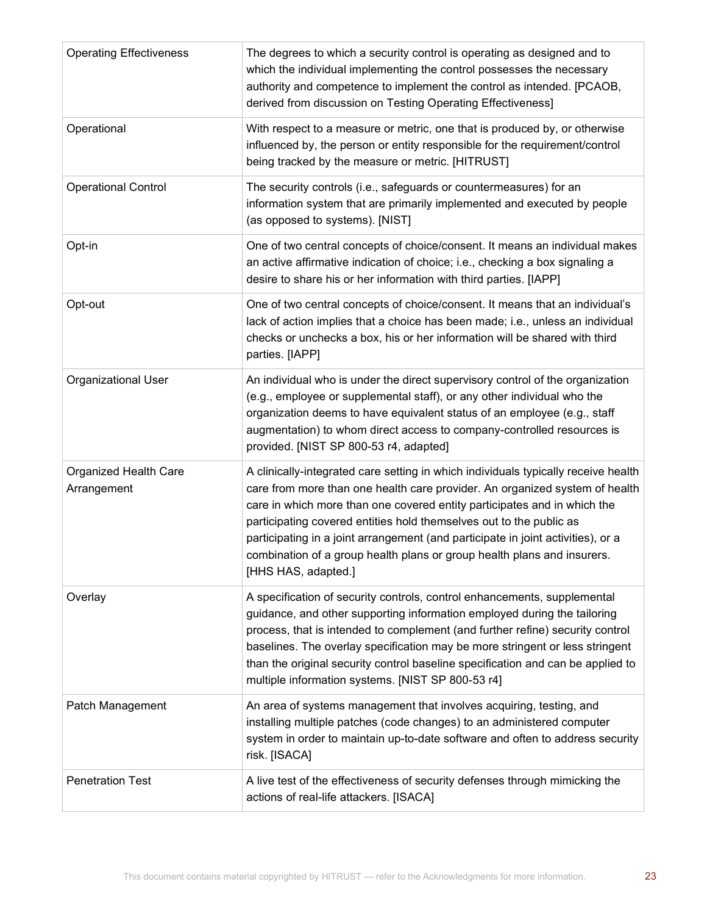| | |
|---|---|
| Operating Effectiveness | The degrees to which a security control is operating as designed and to which the individual implementing the control possesses the necessary authority and competence to implement the control as intended. [PCAOB, derived from discussion on Testing Operating Effectiveness] |
| Operational | With respect to a measure or metric, one that is produced by, or otherwise influenced by, the person or entity responsible for the requirement/control being tracked by the measure or metric. [HITRUST] |
| Operational Control | The security controls (i.e., safeguards or countermeasures) for an information system that are primarily implemented and executed by people (as opposed to systems). [NIST] |
| Opt-in | One of two central concepts of choice/consent. It means an individual makes an active affirmative indication of choice; i.e., checking a box signaling a desire to share his or her information with third parties. [IAPP] |
| Opt-out | One of two central concepts of choice/consent. It means that an individual's lack of action implies that a choice has been made; i.e., unless an individual checks or unchecks a box, his or her information will be shared with third parties. [IAPP] |
| Organizational User | An individual who is under the direct supervisory control of the organization (e.g., employee or supplemental staff), or any other individual who the organization deems to have equivalent status of an employee (e.g., staff augmentation) to whom direct access to company-controlled resources is provided. [NIST SP 800-53 r4, adapted] |
| Organized Health Care Arrangement | A clinically-integrated care setting in which individuals typically receive health care from more than one health care provider. An organized system of health care in which more than one covered entity participates and in which the participating covered entities hold themselves out to the public as participating in a joint arrangement (and participate in joint activities), or a combination of a group health plans or group health plans and insurers. [HHS HAS, adapted.] |
| Overlay | A specification of security controls, control enhancements, supplemental guidance, and other supporting information employed during the tailoring process, that is intended to complement (and further refine) security control baselines. The overlay specification may be more stringent or less stringent than the original security control baseline specification and can be applied to multiple information systems. [NIST SP 800-53 r4] |
| Patch Management | An area of systems management that involves acquiring, testing, and installing multiple patches (code changes) to an administered computer system in order to maintain up-to-date software and often to address security risk. [ISACA] |
| Penetration Test | A live test of the effectiveness of security defenses through mimicking the actions of real-life attackers. [ISACA] |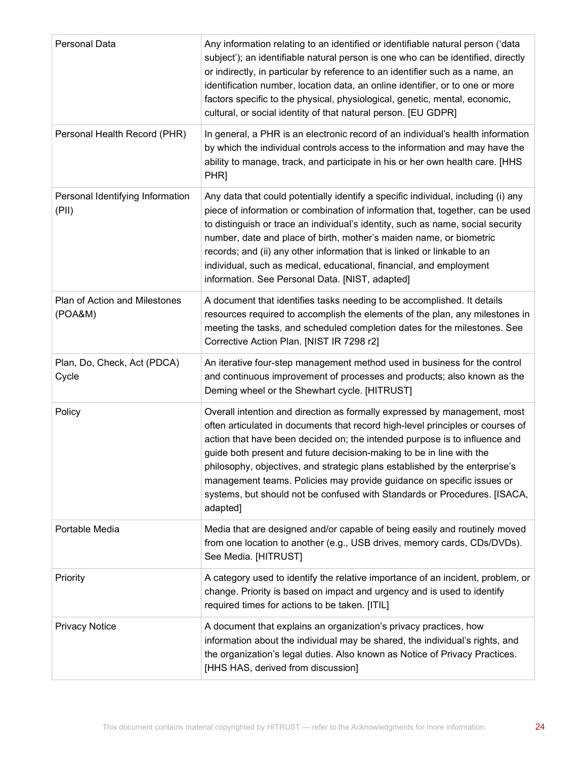| | |
|---|---|
| Personal Data | Any information relating to an identified or identifiable natural person ('data subject'); an identifiable natural person is one who can be identified, directly or indirectly, in particular by reference to an identifier such as a name, an identification number, location data, an online identifier, or to one or more factors specific to the physical, physiological, genetic, mental, economic, cultural, or social identity of that natural person. [EU GDPR] |
| Personal Health Record (PHR) | In general, a PHR is an electronic record of an individual's health information by which the individual controls access to the information and may have the ability to manage, track, and participate in his or her own health care. [HHS PHR] |
| Personal Identifying Information (PII) | Any data that could potentially identify a specific individual, including (i) any piece of information or combination of information that, together, can be used to distinguish or trace an individual's identity, such as name, social security number, date and place of birth, mother's maiden name, or biometric records; and (ii) any other information that is linked or linkable to an individual, such as medical, educational, financial, and employment information. See Personal Data. [NIST, adapted] |
| Plan of Action and Milestones (POA&M) | A document that identifies tasks needing to be accomplished. It details resources required to accomplish the elements of the plan, any milestones in meeting the tasks, and scheduled completion dates for the milestones. See Corrective Action Plan. [NIST IR 7298 r2] |
| Plan, Do, Check, Act (PDCA) Cycle | An iterative four-step management method used in business for the control and continuous improvement of processes and products; also known as the Deming wheel or the Shewhart cycle. [HITRUST] |
| Policy | Overall intention and direction as formally expressed by management, most often articulated in documents that record high-level principles or courses of action that have been decided on; the intended purpose is to influence and guide both present and future decision-making to be in line with the philosophy, objectives, and strategic plans established by the enterprise's management teams. Policies may provide guidance on specific issues or systems, but should not be confused with Standards or Procedures. [ISACA, adapted] |
| Portable Media | Media that are designed and/or capable of being easily and routinely moved from one location to another (e.g., USB drives, memory cards, CDs/DVDs). See Media. [HITRUST] |
| Priority | A category used to identify the relative importance of an incident, problem, or change. Priority is based on impact and urgency and is used to identify required times for actions to be taken. [ITIL] |
| Privacy Notice | A document that explains an organization's privacy practices, how information about the individual may be shared, the individual's rights, and the organization's legal duties. Also known as Notice of Privacy Practices. [HHS HAS, derived from discussion] |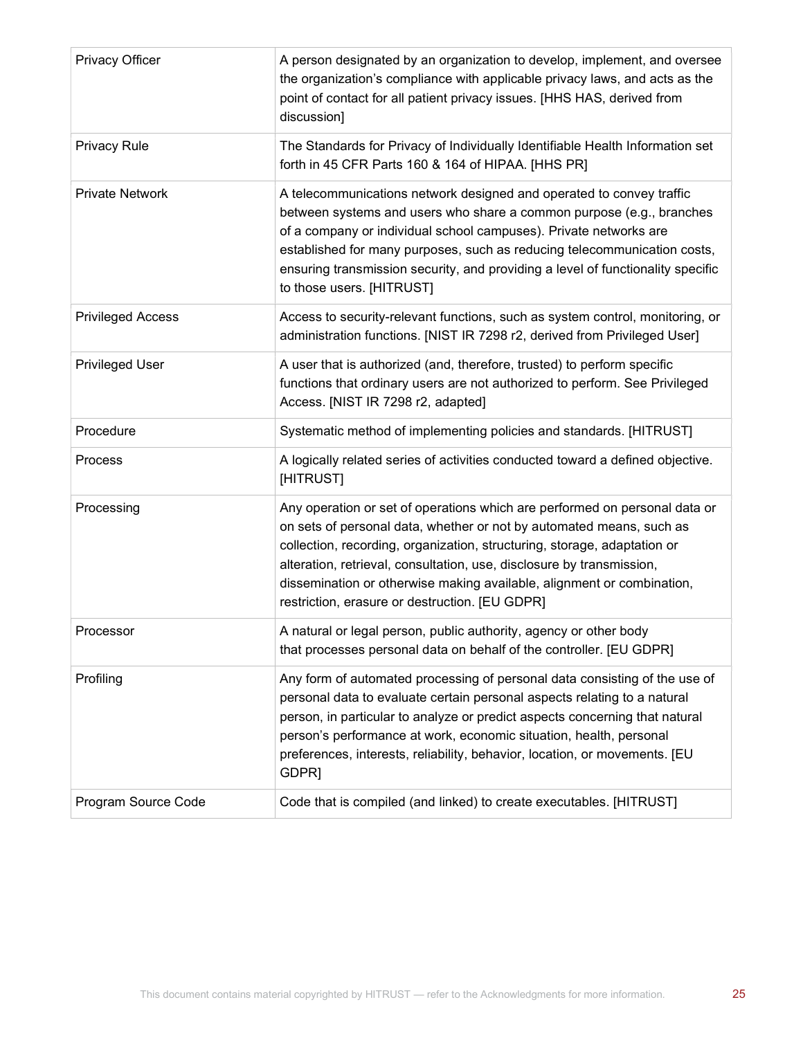| | |
|---|---|
| Privacy Officer | A person designated by an organization to develop, implement, and oversee the organization's compliance with applicable privacy laws, and acts as the point of contact for all patient privacy issues. [HHS HAS, derived from discussion] |
| Privacy Rule | The Standards for Privacy of Individually Identifiable Health Information set forth in 45 CFR Parts 160 & 164 of HIPAA. [HHS PR] |
| Private Network | A telecommunications network designed and operated to convey traffic between systems and users who share a common purpose (e.g., branches of a company or individual school campuses). Private networks are established for many purposes, such as reducing telecommunication costs, ensuring transmission security, and providing a level of functionality specific to those users. [HITRUST] |
| Privileged Access | Access to security-relevant functions, such as system control, monitoring, or administration functions. [NIST IR 7298 r2, derived from Privileged User] |
| Privileged User | A user that is authorized (and, therefore, trusted) to perform specific functions that ordinary users are not authorized to perform. See Privileged Access. [NIST IR 7298 r2, adapted] |
| Procedure | Systematic method of implementing policies and standards. [HITRUST] |
| Process | A logically related series of activities conducted toward a defined objective. [HITRUST] |
| Processing | Any operation or set of operations which are performed on personal data or on sets of personal data, whether or not by automated means, such as collection, recording, organization, structuring, storage, adaptation or alteration, retrieval, consultation, use, disclosure by transmission, dissemination or otherwise making available, alignment or combination, restriction, erasure or destruction. [EU GDPR] |
| Processor | A natural or legal person, public authority, agency or other body that processes personal data on behalf of the controller. [EU GDPR] |
| Profiling | Any form of automated processing of personal data consisting of the use of personal data to evaluate certain personal aspects relating to a natural person, in particular to analyze or predict aspects concerning that natural person's performance at work, economic situation, health, personal preferences, interests, reliability, behavior, location, or movements. [EU GDPR] |
| Program Source Code | Code that is compiled (and linked) to create executables. [HITRUST] |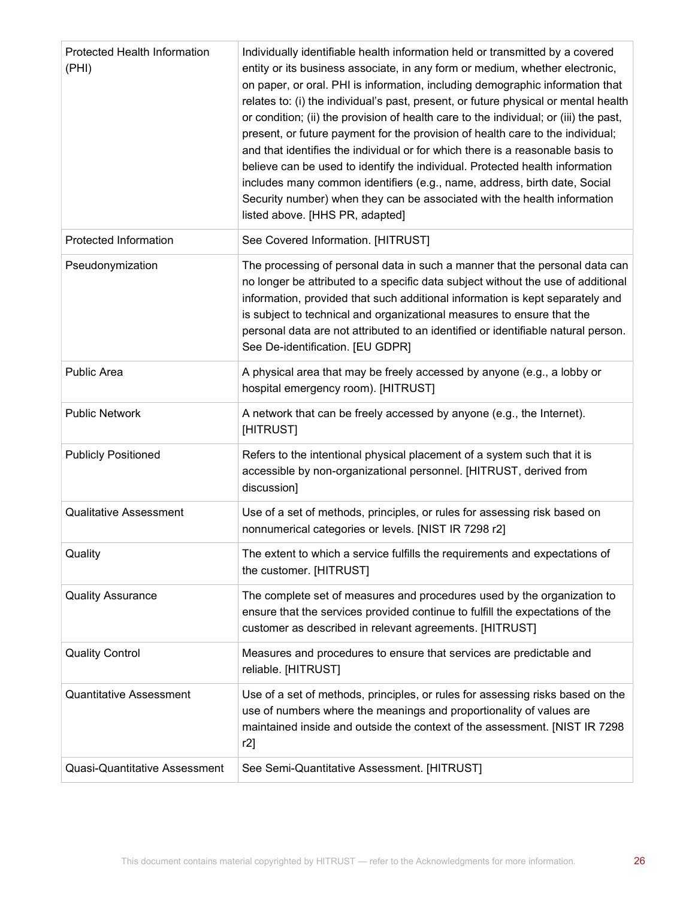| | |
|---|---|
| Protected Health Information (PHI) | Individually identifiable health information held or transmitted by a covered entity or its business associate, in any form or medium, whether electronic, on paper, or oral. PHI is information, including demographic information that relates to: (i) the individual's past, present, or future physical or mental health or condition; (ii) the provision of health care to the individual; or (iii) the past, present, or future payment for the provision of health care to the individual; and that identifies the individual or for which there is a reasonable basis to believe can be used to identify the individual. Protected health information includes many common identifiers (e.g., name, address, birth date, Social Security number) when they can be associated with the health information listed above. [HHS PR, adapted] |
| Protected Information | See Covered Information. [HITRUST] |
| Pseudonymization | The processing of personal data in such a manner that the personal data can no longer be attributed to a specific data subject without the use of additional information, provided that such additional information is kept separately and is subject to technical and organizational measures to ensure that the personal data are not attributed to an identified or identifiable natural person. See De-identification. [EU GDPR] |
| Public Area | A physical area that may be freely accessed by anyone (e.g., a lobby or hospital emergency room). [HITRUST] |
| Public Network | A network that can be freely accessed by anyone (e.g., the Internet). [HITRUST] |
| Publicly Positioned | Refers to the intentional physical placement of a system such that it is accessible by non-organizational personnel. [HITRUST, derived from discussion] |
| Qualitative Assessment | Use of a set of methods, principles, or rules for assessing risk based on nonnumerical categories or levels. [NIST IR 7298 r2] |
| Quality | The extent to which a service fulfills the requirements and expectations of the customer. [HITRUST] |
| Quality Assurance | The complete set of measures and procedures used by the organization to ensure that the services provided continue to fulfill the expectations of the customer as described in relevant agreements. [HITRUST] |
| Quality Control | Measures and procedures to ensure that services are predictable and reliable. [HITRUST] |
| Quantitative Assessment | Use of a set of methods, principles, or rules for assessing risks based on the use of numbers where the meanings and proportionality of values are maintained inside and outside the context of the assessment. [NIST IR 7298 r2] |
| Quasi-Quantitative Assessment | See Semi-Quantitative Assessment. [HITRUST] |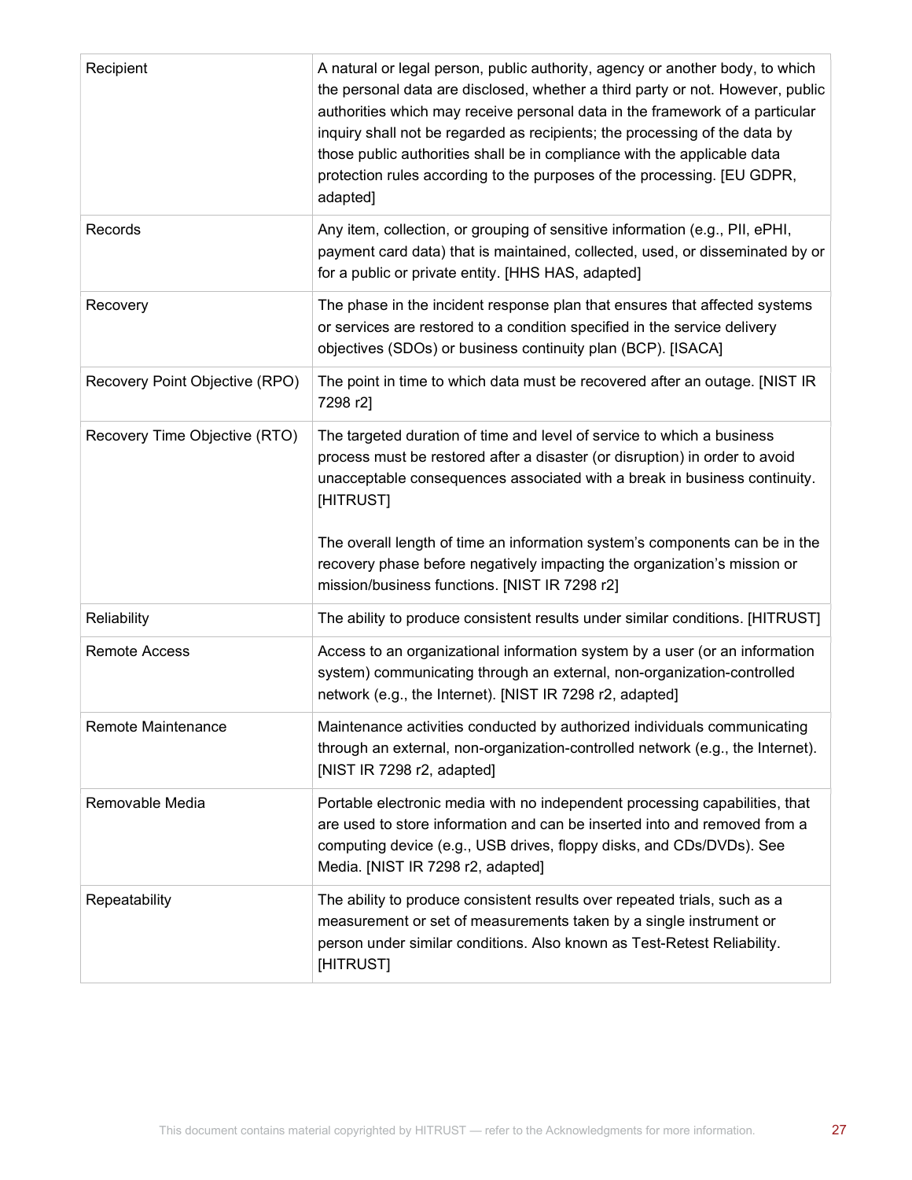| | |
|---|---|
| Recipient | A natural or legal person, public authority, agency or another body, to which the personal data are disclosed, whether a third party or not. However, public authorities which may receive personal data in the framework of a particular inquiry shall not be regarded as recipients; the processing of the data by those public authorities shall be in compliance with the applicable data protection rules according to the purposes of the processing. [EU GDPR, adapted] |
| Records | Any item, collection, or grouping of sensitive information (e.g., PII, ePHI, payment card data) that is maintained, collected, used, or disseminated by or for a public or private entity. [HHS HAS, adapted] |
| Recovery | The phase in the incident response plan that ensures that affected systems or services are restored to a condition specified in the service delivery objectives (SDOs) or business continuity plan (BCP). [ISACA] |
| Recovery Point Objective (RPO) | The point in time to which data must be recovered after an outage. [NIST IR 7298 r2] |
| Recovery Time Objective (RTO) | The targeted duration of time and level of service to which a business process must be restored after a disaster (or disruption) in order to avoid unacceptable consequences associated with a break in business continuity. [HITRUST]<br><br>The overall length of time an information system's components can be in the recovery phase before negatively impacting the organization's mission or mission/business functions. [NIST IR 7298 r2] |
| Reliability | The ability to produce consistent results under similar conditions. [HITRUST] |
| Remote Access | Access to an organizational information system by a user (or an information system) communicating through an external, non-organization-controlled network (e.g., the Internet). [NIST IR 7298 r2, adapted] |
| Remote Maintenance | Maintenance activities conducted by authorized individuals communicating through an external, non-organization-controlled network (e.g., the Internet). [NIST IR 7298 r2, adapted] |
| Removable Media | Portable electronic media with no independent processing capabilities, that are used to store information and can be inserted into and removed from a computing device (e.g., USB drives, floppy disks, and CDs/DVDs). See Media. [NIST IR 7298 r2, adapted] |
| Repeatability | The ability to produce consistent results over repeated trials, such as a measurement or set of measurements taken by a single instrument or person under similar conditions. Also known as Test-Retest Reliability. [HITRUST] |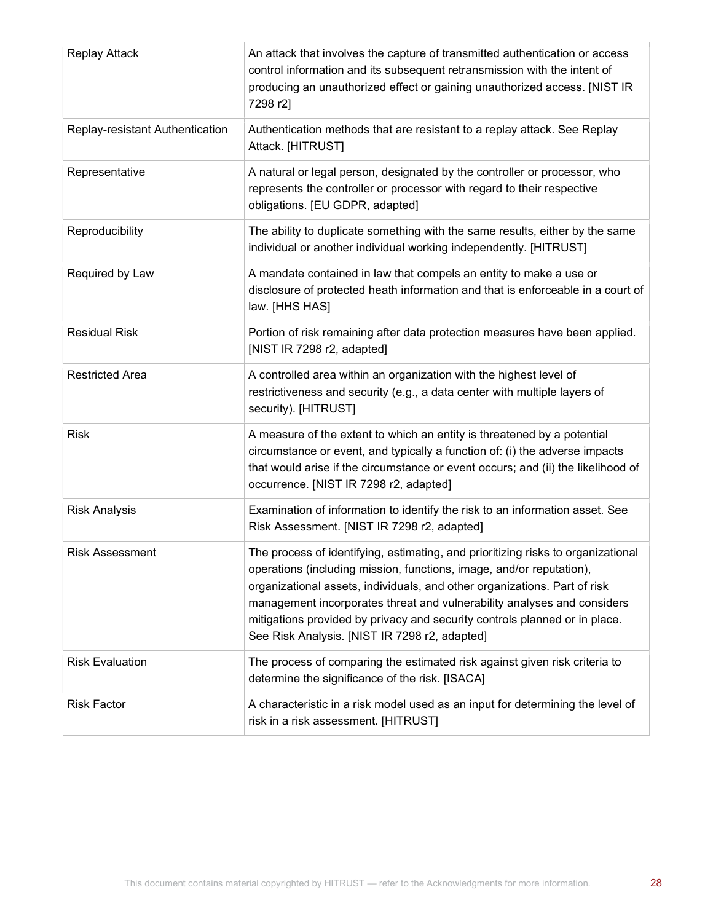| | |
|---|---|
| Replay Attack | An attack that involves the capture of transmitted authentication or access control information and its subsequent retransmission with the intent of producing an unauthorized effect or gaining unauthorized access. [NIST IR 7298 r2] |
| Replay-resistant Authentication | Authentication methods that are resistant to a replay attack. See Replay Attack. [HITRUST] |
| Representative | A natural or legal person, designated by the controller or processor, who represents the controller or processor with regard to their respective obligations. [EU GDPR, adapted] |
| Reproducibility | The ability to duplicate something with the same results, either by the same individual or another individual working independently. [HITRUST] |
| Required by Law | A mandate contained in law that compels an entity to make a use or disclosure of protected heath information and that is enforceable in a court of law. [HHS HAS] |
| Residual Risk | Portion of risk remaining after data protection measures have been applied. [NIST IR 7298 r2, adapted] |
| Restricted Area | A controlled area within an organization with the highest level of restrictiveness and security (e.g., a data center with multiple layers of security). [HITRUST] |
| Risk | A measure of the extent to which an entity is threatened by a potential circumstance or event, and typically a function of: (i) the adverse impacts that would arise if the circumstance or event occurs; and (ii) the likelihood of occurrence. [NIST IR 7298 r2, adapted] |
| Risk Analysis | Examination of information to identify the risk to an information asset. See Risk Assessment. [NIST IR 7298 r2, adapted] |
| Risk Assessment | The process of identifying, estimating, and prioritizing risks to organizational operations (including mission, functions, image, and/or reputation), organizational assets, individuals, and other organizations. Part of risk management incorporates threat and vulnerability analyses and considers mitigations provided by privacy and security controls planned or in place. See Risk Analysis. [NIST IR 7298 r2, adapted] |
| Risk Evaluation | The process of comparing the estimated risk against given risk criteria to determine the significance of the risk. [ISACA] |
| Risk Factor | A characteristic in a risk model used as an input for determining the level of risk in a risk assessment. [HITRUST] |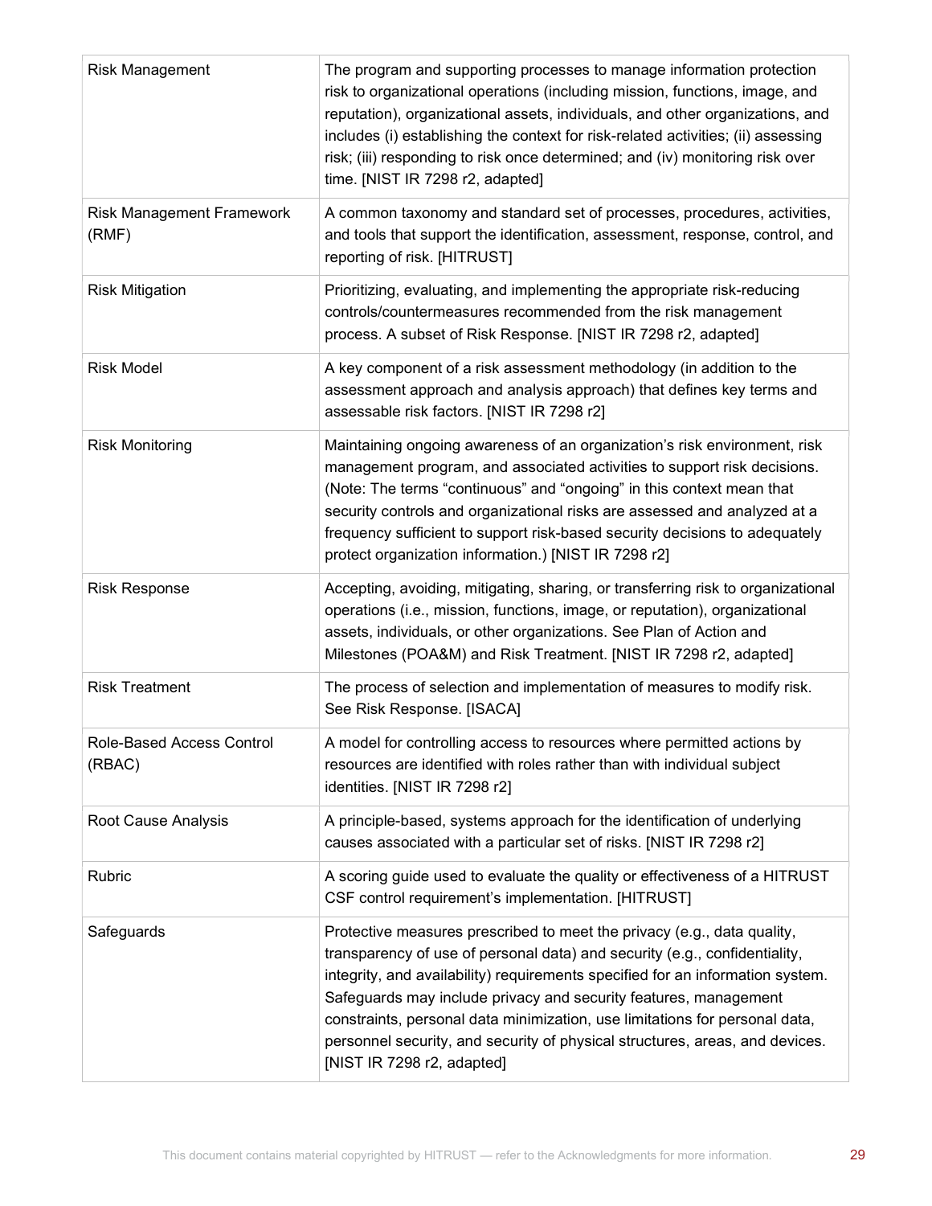| | |
|---|---|
| Risk Management | The program and supporting processes to manage information protection risk to organizational operations (including mission, functions, image, and reputation), organizational assets, individuals, and other organizations, and includes (i) establishing the context for risk-related activities; (ii) assessing risk; (iii) responding to risk once determined; and (iv) monitoring risk over time. [NIST IR 7298 r2, adapted] |
| Risk Management Framework (RMF) | A common taxonomy and standard set of processes, procedures, activities, and tools that support the identification, assessment, response, control, and reporting of risk. [HITRUST] |
| Risk Mitigation | Prioritizing, evaluating, and implementing the appropriate risk-reducing controls/countermeasures recommended from the risk management process. A subset of Risk Response. [NIST IR 7298 r2, adapted] |
| Risk Model | A key component of a risk assessment methodology (in addition to the assessment approach and analysis approach) that defines key terms and assessable risk factors. [NIST IR 7298 r2] |
| Risk Monitoring | Maintaining ongoing awareness of an organization's risk environment, risk management program, and associated activities to support risk decisions. (Note: The terms "continuous" and "ongoing" in this context mean that security controls and organizational risks are assessed and analyzed at a frequency sufficient to support risk-based security decisions to adequately protect organization information.) [NIST IR 7298 r2] |
| Risk Response | Accepting, avoiding, mitigating, sharing, or transferring risk to organizational operations (i.e., mission, functions, image, or reputation), organizational assets, individuals, or other organizations. See Plan of Action and Milestones (POA&M) and Risk Treatment. [NIST IR 7298 r2, adapted] |
| Risk Treatment | The process of selection and implementation of measures to modify risk. See Risk Response. [ISACA] |
| Role-Based Access Control (RBAC) | A model for controlling access to resources where permitted actions by resources are identified with roles rather than with individual subject identities. [NIST IR 7298 r2] |
| Root Cause Analysis | A principle-based, systems approach for the identification of underlying causes associated with a particular set of risks. [NIST IR 7298 r2] |
| Rubric | A scoring guide used to evaluate the quality or effectiveness of a HITRUST CSF control requirement's implementation. [HITRUST] |
| Safeguards | Protective measures prescribed to meet the privacy (e.g., data quality, transparency of use of personal data) and security (e.g., confidentiality, integrity, and availability) requirements specified for an information system. Safeguards may include privacy and security features, management constraints, personal data minimization, use limitations for personal data, personnel security, and security of physical structures, areas, and devices. [NIST IR 7298 r2, adapted] |

This document contains material copyrighted by HITRUST — refer to the Acknowledgments for more information.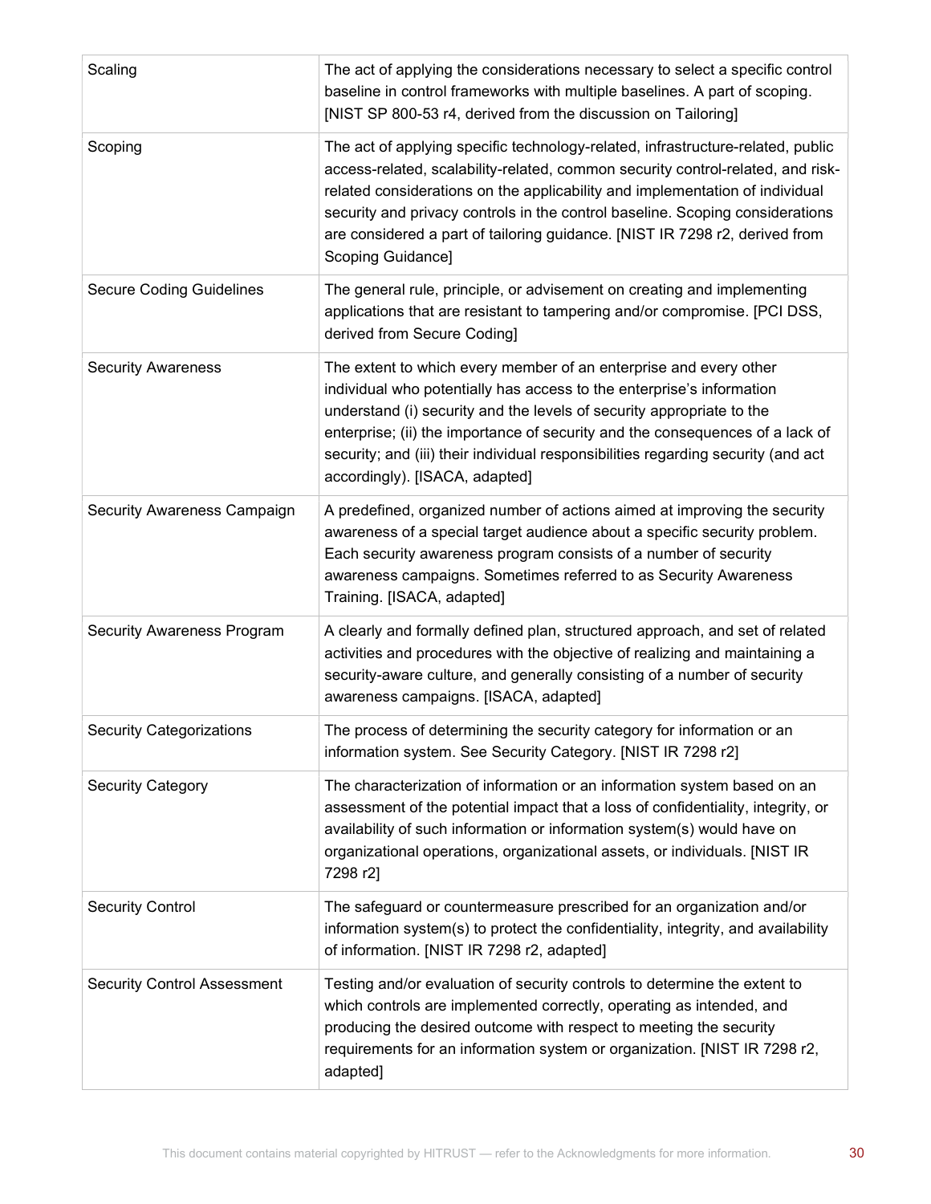| Term | Definition |
|---|---|
| Scaling | The act of applying the considerations necessary to select a specific control baseline in control frameworks with multiple baselines. A part of scoping. [NIST SP 800-53 r4, derived from the discussion on Tailoring] |
| Scoping | The act of applying specific technology-related, infrastructure-related, public access-related, scalability-related, common security control-related, and risk-related considerations on the applicability and implementation of individual security and privacy controls in the control baseline. Scoping considerations are considered a part of tailoring guidance. [NIST IR 7298 r2, derived from Scoping Guidance] |
| Secure Coding Guidelines | The general rule, principle, or advisement on creating and implementing applications that are resistant to tampering and/or compromise. [PCI DSS, derived from Secure Coding] |
| Security Awareness | The extent to which every member of an enterprise and every other individual who potentially has access to the enterprise's information understand (i) security and the levels of security appropriate to the enterprise; (ii) the importance of security and the consequences of a lack of security; and (iii) their individual responsibilities regarding security (and act accordingly). [ISACA, adapted] |
| Security Awareness Campaign | A predefined, organized number of actions aimed at improving the security awareness of a special target audience about a specific security problem. Each security awareness program consists of a number of security awareness campaigns. Sometimes referred to as Security Awareness Training. [ISACA, adapted] |
| Security Awareness Program | A clearly and formally defined plan, structured approach, and set of related activities and procedures with the objective of realizing and maintaining a security-aware culture, and generally consisting of a number of security awareness campaigns. [ISACA, adapted] |
| Security Categorizations | The process of determining the security category for information or an information system. See Security Category. [NIST IR 7298 r2] |
| Security Category | The characterization of information or an information system based on an assessment of the potential impact that a loss of confidentiality, integrity, or availability of such information or information system(s) would have on organizational operations, organizational assets, or individuals. [NIST IR 7298 r2] |
| Security Control | The safeguard or countermeasure prescribed for an organization and/or information system(s) to protect the confidentiality, integrity, and availability of information. [NIST IR 7298 r2, adapted] |
| Security Control Assessment | Testing and/or evaluation of security controls to determine the extent to which controls are implemented correctly, operating as intended, and producing the desired outcome with respect to meeting the security requirements for an information system or organization. [NIST IR 7298 r2, adapted] |

This document contains material copyrighted by HITRUST — refer to the Acknowledgments for more information.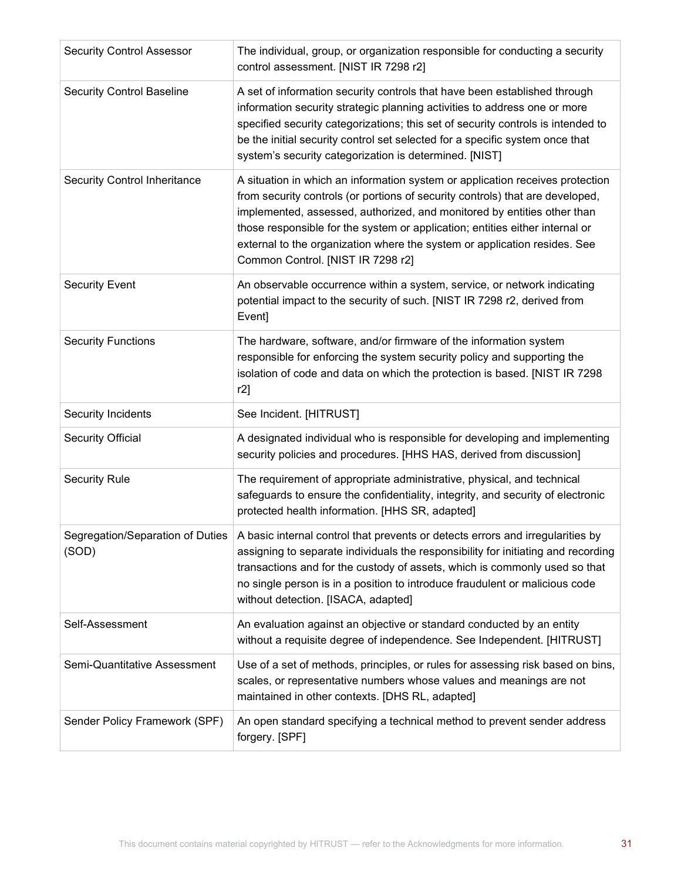| | |
|---|---|
| Security Control Assessor | The individual, group, or organization responsible for conducting a security control assessment. [NIST IR 7298 r2] |
| Security Control Baseline | A set of information security controls that have been established through information security strategic planning activities to address one or more specified security categorizations; this set of security controls is intended to be the initial security control set selected for a specific system once that system's security categorization is determined. [NIST] |
| Security Control Inheritance | A situation in which an information system or application receives protection from security controls (or portions of security controls) that are developed, implemented, assessed, authorized, and monitored by entities other than those responsible for the system or application; entities either internal or external to the organization where the system or application resides. See Common Control. [NIST IR 7298 r2] |
| Security Event | An observable occurrence within a system, service, or network indicating potential impact to the security of such. [NIST IR 7298 r2, derived from Event] |
| Security Functions | The hardware, software, and/or firmware of the information system responsible for enforcing the system security policy and supporting the isolation of code and data on which the protection is based. [NIST IR 7298 r2] |
| Security Incidents | See Incident. [HITRUST] |
| Security Official | A designated individual who is responsible for developing and implementing security policies and procedures. [HHS HAS, derived from discussion] |
| Security Rule | The requirement of appropriate administrative, physical, and technical safeguards to ensure the confidentiality, integrity, and security of electronic protected health information. [HHS SR, adapted] |
| Segregation/Separation of Duties (SOD) | A basic internal control that prevents or detects errors and irregularities by assigning to separate individuals the responsibility for initiating and recording transactions and for the custody of assets, which is commonly used so that no single person is in a position to introduce fraudulent or malicious code without detection. [ISACA, adapted] |
| Self-Assessment | An evaluation against an objective or standard conducted by an entity without a requisite degree of independence. See Independent. [HITRUST] |
| Semi-Quantitative Assessment | Use of a set of methods, principles, or rules for assessing risk based on bins, scales, or representative numbers whose values and meanings are not maintained in other contexts. [DHS RL, adapted] |
| Sender Policy Framework (SPF) | An open standard specifying a technical method to prevent sender address forgery. [SPF] |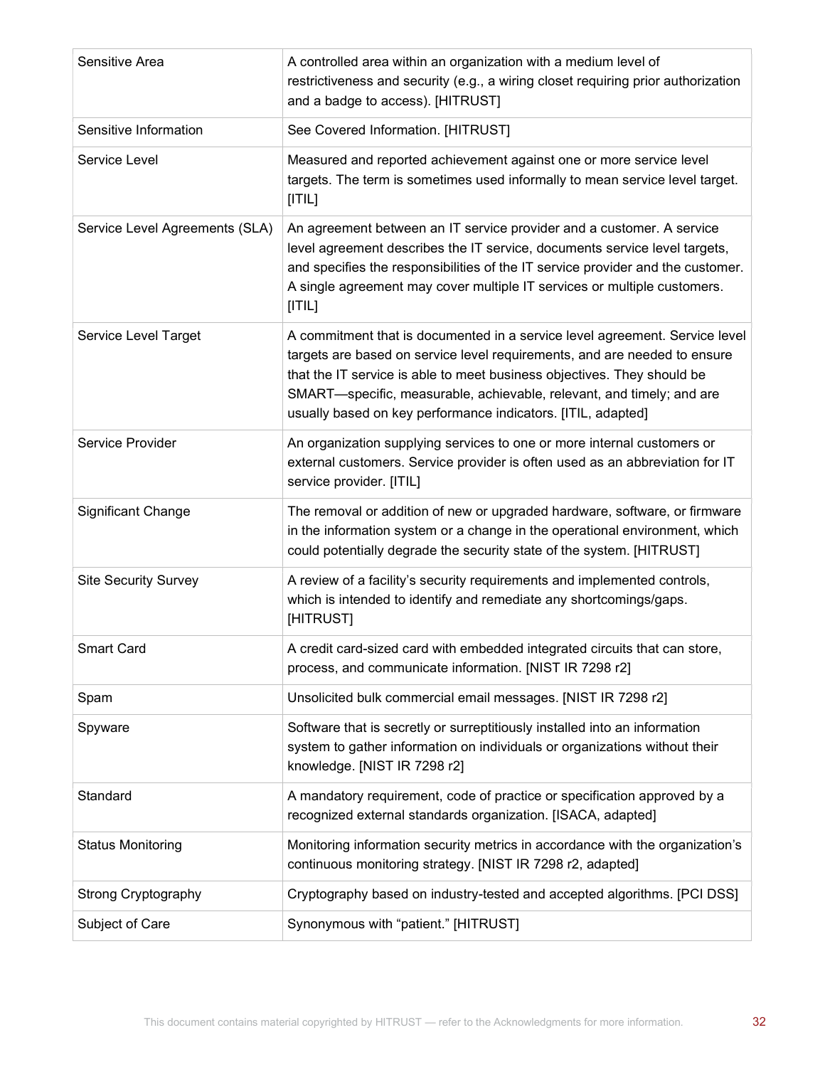| | |
|---|---|
| Sensitive Area | A controlled area within an organization with a medium level of restrictiveness and security (e.g., a wiring closet requiring prior authorization and a badge to access). [HITRUST] |
| Sensitive Information | See Covered Information. [HITRUST] |
| Service Level | Measured and reported achievement against one or more service level targets. The term is sometimes used informally to mean service level target. [ITIL] |
| Service Level Agreements (SLA) | An agreement between an IT service provider and a customer. A service level agreement describes the IT service, documents service level targets, and specifies the responsibilities of the IT service provider and the customer. A single agreement may cover multiple IT services or multiple customers. [ITIL] |
| Service Level Target | A commitment that is documented in a service level agreement. Service level targets are based on service level requirements, and are needed to ensure that the IT service is able to meet business objectives. They should be SMART—specific, measurable, achievable, relevant, and timely; and are usually based on key performance indicators. [ITIL, adapted] |
| Service Provider | An organization supplying services to one or more internal customers or external customers. Service provider is often used as an abbreviation for IT service provider. [ITIL] |
| Significant Change | The removal or addition of new or upgraded hardware, software, or firmware in the information system or a change in the operational environment, which could potentially degrade the security state of the system. [HITRUST] |
| Site Security Survey | A review of a facility's security requirements and implemented controls, which is intended to identify and remediate any shortcomings/gaps. [HITRUST] |
| Smart Card | A credit card-sized card with embedded integrated circuits that can store, process, and communicate information. [NIST IR 7298 r2] |
| Spam | Unsolicited bulk commercial email messages. [NIST IR 7298 r2] |
| Spyware | Software that is secretly or surreptitiously installed into an information system to gather information on individuals or organizations without their knowledge. [NIST IR 7298 r2] |
| Standard | A mandatory requirement, code of practice or specification approved by a recognized external standards organization. [ISACA, adapted] |
| Status Monitoring | Monitoring information security metrics in accordance with the organization's continuous monitoring strategy. [NIST IR 7298 r2, adapted] |
| Strong Cryptography | Cryptography based on industry-tested and accepted algorithms. [PCI DSS] |
| Subject of Care | Synonymous with "patient." [HITRUST] |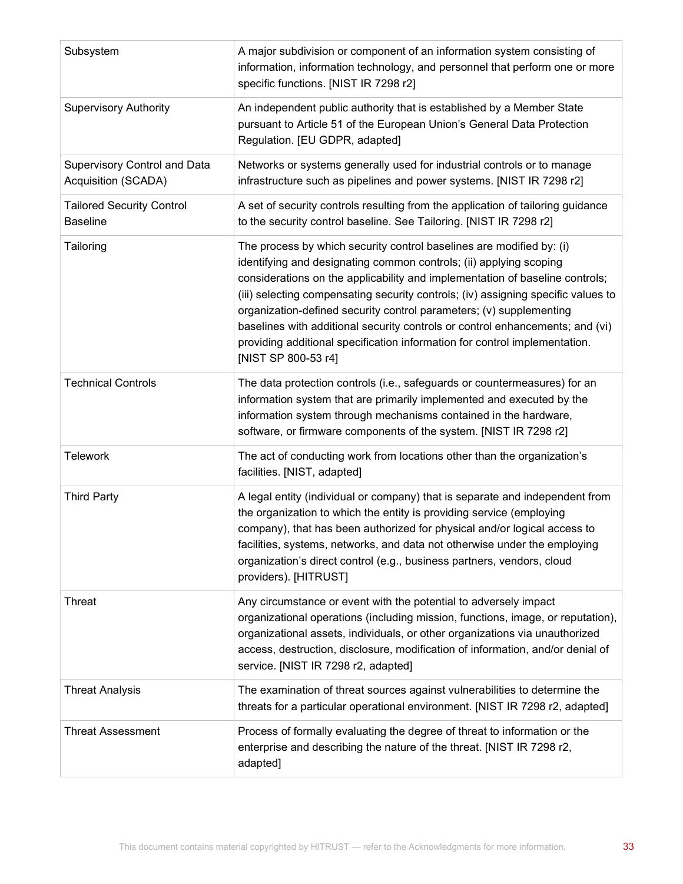| | |
|---|---|
| Subsystem | A major subdivision or component of an information system consisting of information, information technology, and personnel that perform one or more specific functions. [NIST IR 7298 r2] |
| Supervisory Authority | An independent public authority that is established by a Member State pursuant to Article 51 of the European Union's General Data Protection Regulation. [EU GDPR, adapted] |
| Supervisory Control and Data Acquisition (SCADA) | Networks or systems generally used for industrial controls or to manage infrastructure such as pipelines and power systems. [NIST IR 7298 r2] |
| Tailored Security Control Baseline | A set of security controls resulting from the application of tailoring guidance to the security control baseline. See Tailoring. [NIST IR 7298 r2] |
| Tailoring | The process by which security control baselines are modified by: (i) identifying and designating common controls; (ii) applying scoping considerations on the applicability and implementation of baseline controls; (iii) selecting compensating security controls; (iv) assigning specific values to organization-defined security control parameters; (v) supplementing baselines with additional security controls or control enhancements; and (vi) providing additional specification information for control implementation. [NIST SP 800-53 r4] |
| Technical Controls | The data protection controls (i.e., safeguards or countermeasures) for an information system that are primarily implemented and executed by the information system through mechanisms contained in the hardware, software, or firmware components of the system. [NIST IR 7298 r2] |
| Telework | The act of conducting work from locations other than the organization's facilities. [NIST, adapted] |
| Third Party | A legal entity (individual or company) that is separate and independent from the organization to which the entity is providing service (employing company), that has been authorized for physical and/or logical access to facilities, systems, networks, and data not otherwise under the employing organization's direct control (e.g., business partners, vendors, cloud providers). [HITRUST] |
| Threat | Any circumstance or event with the potential to adversely impact organizational operations (including mission, functions, image, or reputation), organizational assets, individuals, or other organizations via unauthorized access, destruction, disclosure, modification of information, and/or denial of service. [NIST IR 7298 r2, adapted] |
| Threat Analysis | The examination of threat sources against vulnerabilities to determine the threats for a particular operational environment. [NIST IR 7298 r2, adapted] |
| Threat Assessment | Process of formally evaluating the degree of threat to information or the enterprise and describing the nature of the threat. [NIST IR 7298 r2, adapted] |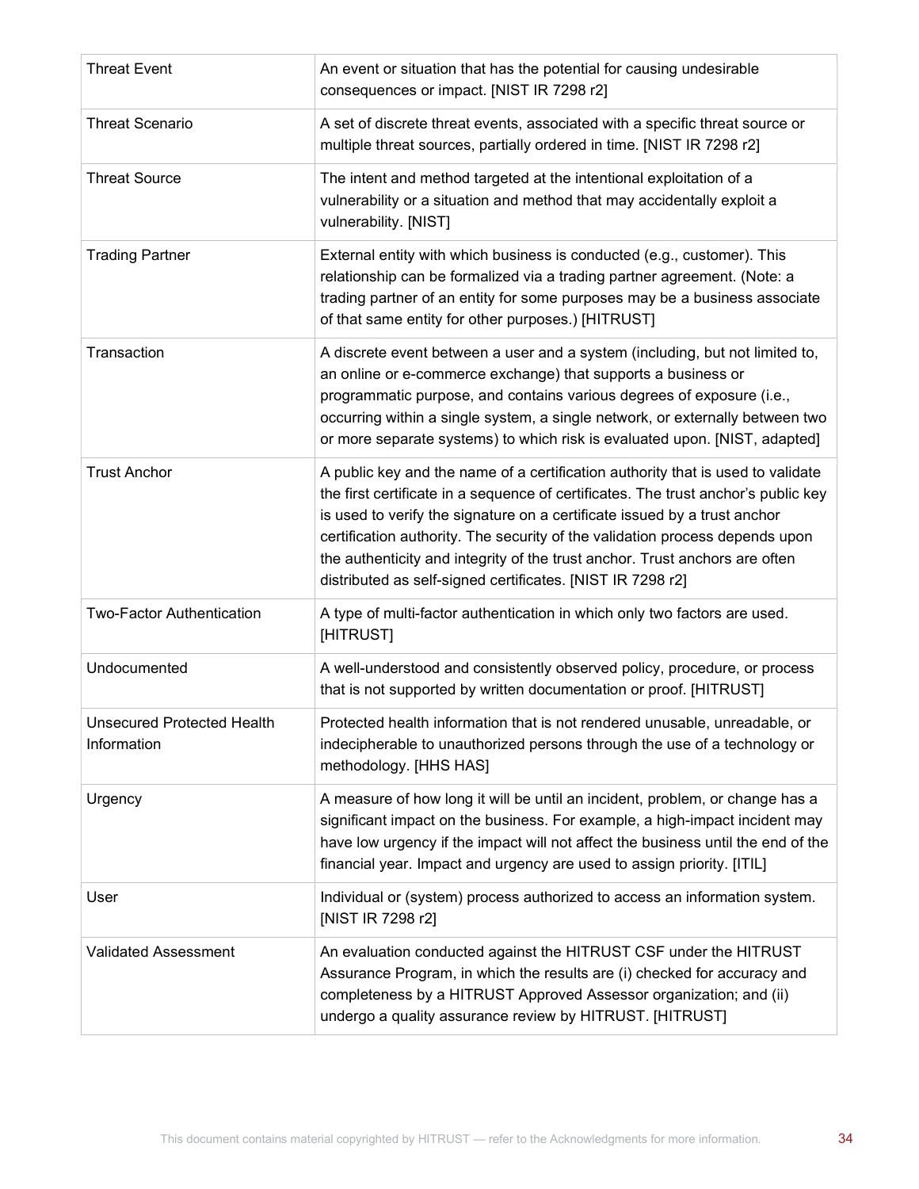| | |
|---|---|
| Threat Event | An event or situation that has the potential for causing undesirable consequences or impact. [NIST IR 7298 r2] |
| Threat Scenario | A set of discrete threat events, associated with a specific threat source or multiple threat sources, partially ordered in time. [NIST IR 7298 r2] |
| Threat Source | The intent and method targeted at the intentional exploitation of a vulnerability or a situation and method that may accidentally exploit a vulnerability. [NIST] |
| Trading Partner | External entity with which business is conducted (e.g., customer). This relationship can be formalized via a trading partner agreement. (Note: a trading partner of an entity for some purposes may be a business associate of that same entity for other purposes.) [HITRUST] |
| Transaction | A discrete event between a user and a system (including, but not limited to, an online or e-commerce exchange) that supports a business or programmatic purpose, and contains various degrees of exposure (i.e., occurring within a single system, a single network, or externally between two or more separate systems) to which risk is evaluated upon. [NIST, adapted] |
| Trust Anchor | A public key and the name of a certification authority that is used to validate the first certificate in a sequence of certificates. The trust anchor's public key is used to verify the signature on a certificate issued by a trust anchor certification authority. The security of the validation process depends upon the authenticity and integrity of the trust anchor. Trust anchors are often distributed as self-signed certificates. [NIST IR 7298 r2] |
| Two-Factor Authentication | A type of multi-factor authentication in which only two factors are used. [HITRUST] |
| Undocumented | A well-understood and consistently observed policy, procedure, or process that is not supported by written documentation or proof. [HITRUST] |
| Unsecured Protected Health Information | Protected health information that is not rendered unusable, unreadable, or indecipherable to unauthorized persons through the use of a technology or methodology. [HHS HAS] |
| Urgency | A measure of how long it will be until an incident, problem, or change has a significant impact on the business. For example, a high-impact incident may have low urgency if the impact will not affect the business until the end of the financial year. Impact and urgency are used to assign priority. [ITIL] |
| User | Individual or (system) process authorized to access an information system. [NIST IR 7298 r2] |
| Validated Assessment | An evaluation conducted against the HITRUST CSF under the HITRUST Assurance Program, in which the results are (i) checked for accuracy and completeness by a HITRUST Approved Assessor organization; and (ii) undergo a quality assurance review by HITRUST. [HITRUST] |

This document contains material copyrighted by HITRUST — refer to the Acknowledgments for more information.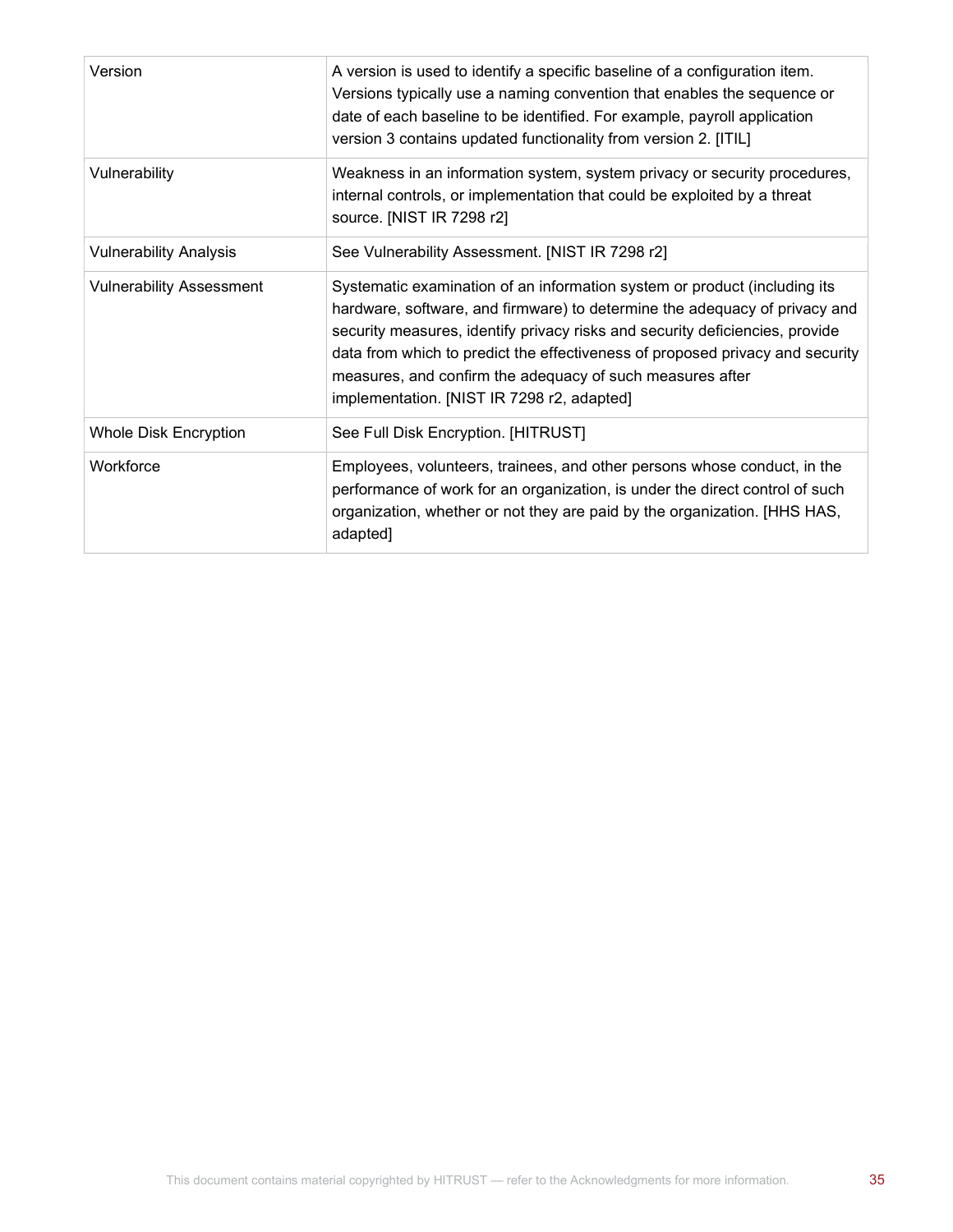| | |
|---|---|
| Version | A version is used to identify a specific baseline of a configuration item. Versions typically use a naming convention that enables the sequence or date of each baseline to be identified. For example, payroll application version 3 contains updated functionality from version 2. [ITIL] |
| Vulnerability | Weakness in an information system, system privacy or security procedures, internal controls, or implementation that could be exploited by a threat source. [NIST IR 7298 r2] |
| Vulnerability Analysis | See Vulnerability Assessment. [NIST IR 7298 r2] |
| Vulnerability Assessment | Systematic examination of an information system or product (including its hardware, software, and firmware) to determine the adequacy of privacy and security measures, identify privacy risks and security deficiencies, provide data from which to predict the effectiveness of proposed privacy and security measures, and confirm the adequacy of such measures after implementation. [NIST IR 7298 r2, adapted] |
| Whole Disk Encryption | See Full Disk Encryption. [HITRUST] |
| Workforce | Employees, volunteers, trainees, and other persons whose conduct, in the performance of work for an organization, is under the direct control of such organization, whether or not they are paid by the organization. [HHS HAS, adapted] |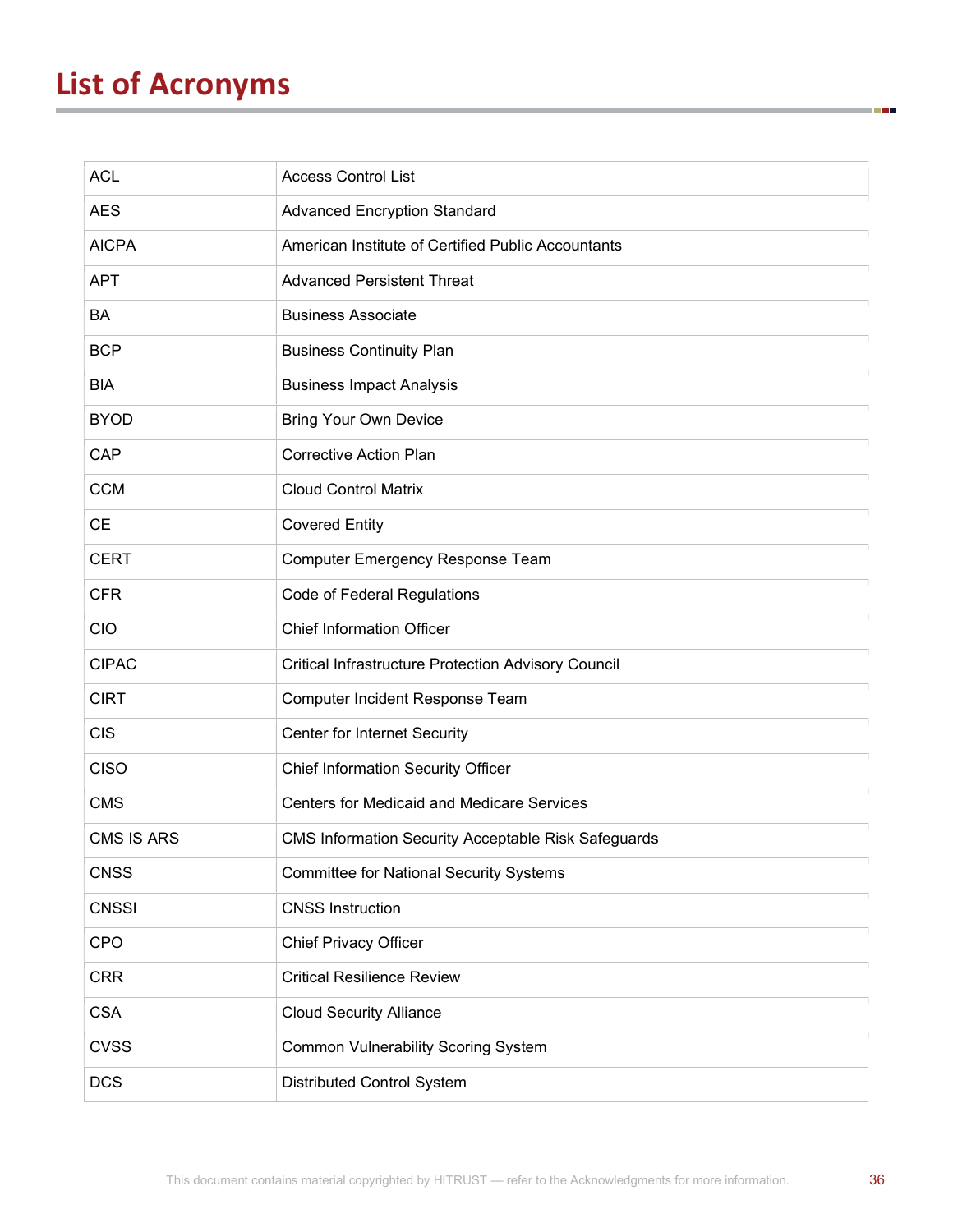# List of Acronyms

| | |
|---|---|
| ACL | Access Control List |
| AES | Advanced Encryption Standard |
| AICPA | American Institute of Certified Public Accountants |
| APT | Advanced Persistent Threat |
| BA | Business Associate |
| BCP | Business Continuity Plan |
| BIA | Business Impact Analysis |
| BYOD | Bring Your Own Device |
| CAP | Corrective Action Plan |
| CCM | Cloud Control Matrix |
| CE | Covered Entity |
| CERT | Computer Emergency Response Team |
| CFR | Code of Federal Regulations |
| CIO | Chief Information Officer |
| CIPAC | Critical Infrastructure Protection Advisory Council |
| CIRT | Computer Incident Response Team |
| CIS | Center for Internet Security |
| CISO | Chief Information Security Officer |
| CMS | Centers for Medicaid and Medicare Services |
| CMS IS ARS | CMS Information Security Acceptable Risk Safeguards |
| CNSS | Committee for National Security Systems |
| CNSSI | CNSS Instruction |
| CPO | Chief Privacy Officer |
| CRR | Critical Resilience Review |
| CSA | Cloud Security Alliance |
| CVSS | Common Vulnerability Scoring System |
| DCS | Distributed Control System |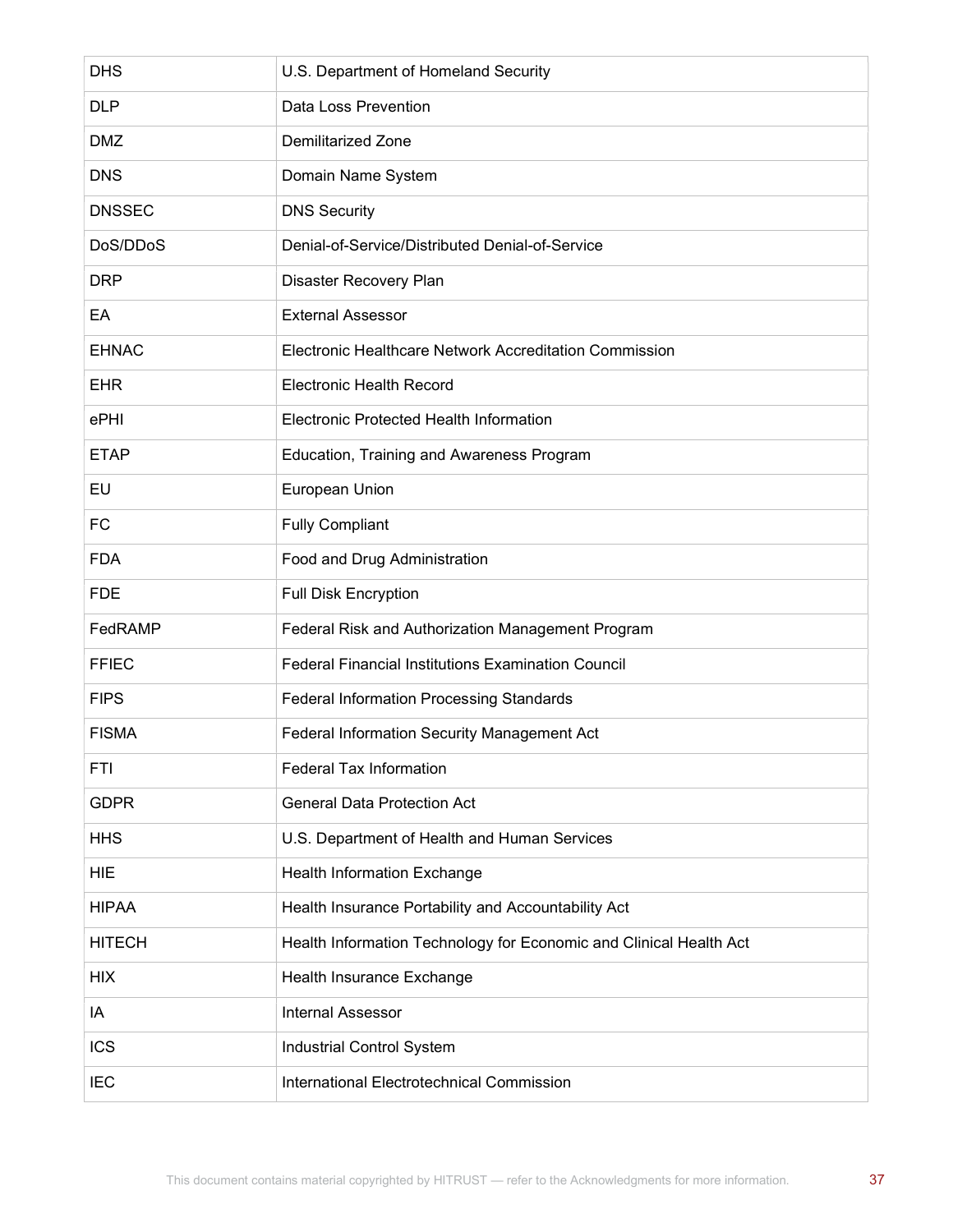| | |
|---|---|
| DHS | U.S. Department of Homeland Security |
| DLP | Data Loss Prevention |
| DMZ | Demilitarized Zone |
| DNS | Domain Name System |
| DNSSEC | DNS Security |
| DoS/DDoS | Denial-of-Service/Distributed Denial-of-Service |
| DRP | Disaster Recovery Plan |
| EA | External Assessor |
| EHNAC | Electronic Healthcare Network Accreditation Commission |
| EHR | Electronic Health Record |
| ePHI | Electronic Protected Health Information |
| ETAP | Education, Training and Awareness Program |
| EU | European Union |
| FC | Fully Compliant |
| FDA | Food and Drug Administration |
| FDE | Full Disk Encryption |
| FedRAMP | Federal Risk and Authorization Management Program |
| FFIEC | Federal Financial Institutions Examination Council |
| FIPS | Federal Information Processing Standards |
| FISMA | Federal Information Security Management Act |
| FTI | Federal Tax Information |
| GDPR | General Data Protection Act |
| HHS | U.S. Department of Health and Human Services |
| HIE | Health Information Exchange |
| HIPAA | Health Insurance Portability and Accountability Act |
| HITECH | Health Information Technology for Economic and Clinical Health Act |
| HIX | Health Insurance Exchange |
| IA | Internal Assessor |
| ICS | Industrial Control System |
| IEC | International Electrotechnical Commission |

This document contains material copyrighted by HITRUST — refer to the Acknowledgments for more information.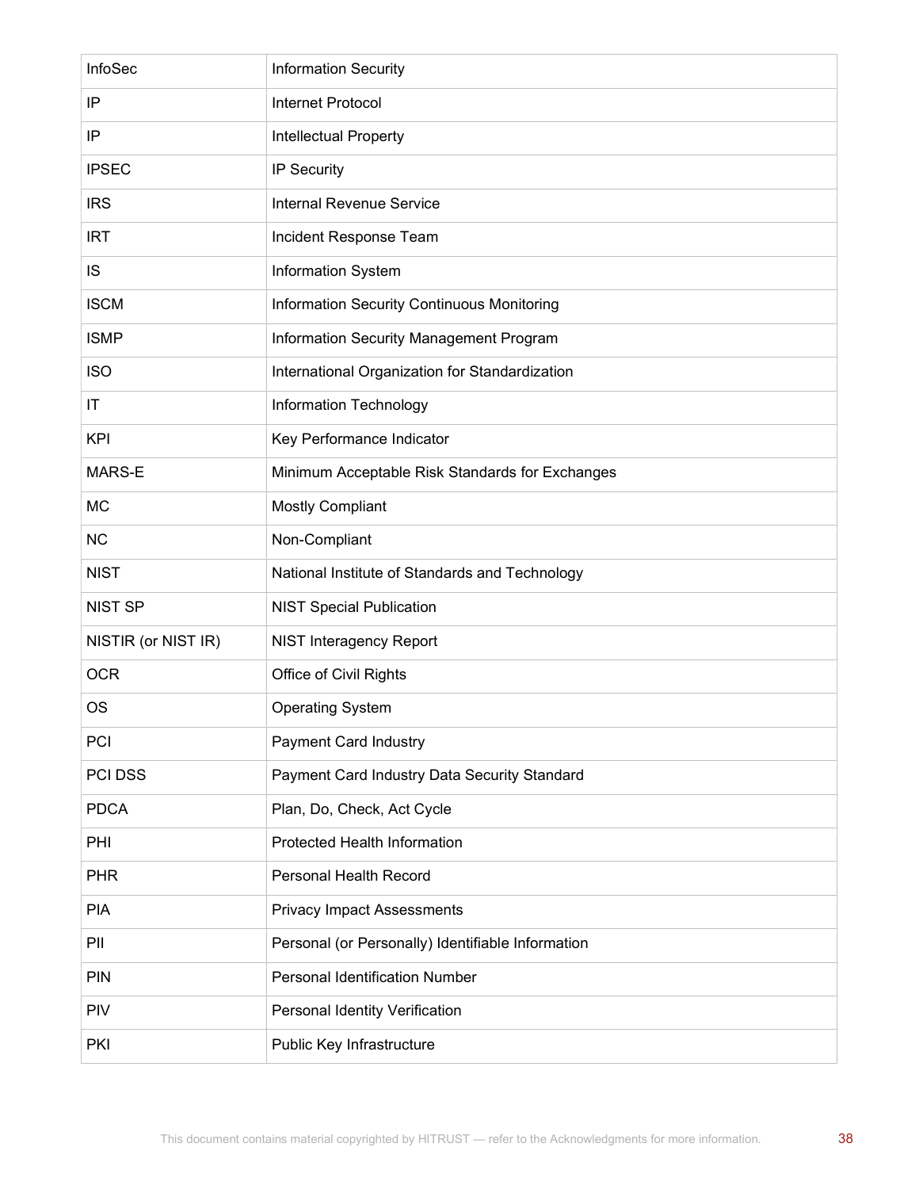| | |
|---|---|
| InfoSec | Information Security |
| IP | Internet Protocol |
| IP | Intellectual Property |
| IPSEC | IP Security |
| IRS | Internal Revenue Service |
| IRT | Incident Response Team |
| IS | Information System |
| ISCM | Information Security Continuous Monitoring |
| ISMP | Information Security Management Program |
| ISO | International Organization for Standardization |
| IT | Information Technology |
| KPI | Key Performance Indicator |
| MARS-E | Minimum Acceptable Risk Standards for Exchanges |
| MC | Mostly Compliant |
| NC | Non-Compliant |
| NIST | National Institute of Standards and Technology |
| NIST SP | NIST Special Publication |
| NISTIR (or NIST IR) | NIST Interagency Report |
| OCR | Office of Civil Rights |
| OS | Operating System |
| PCI | Payment Card Industry |
| PCI DSS | Payment Card Industry Data Security Standard |
| PDCA | Plan, Do, Check, Act Cycle |
| PHI | Protected Health Information |
| PHR | Personal Health Record |
| PIA | Privacy Impact Assessments |
| PII | Personal (or Personally) Identifiable Information |
| PIN | Personal Identification Number |
| PIV | Personal Identity Verification |
| PKI | Public Key Infrastructure |

This document contains material copyrighted by HITRUST — refer to the Acknowledgments for more information.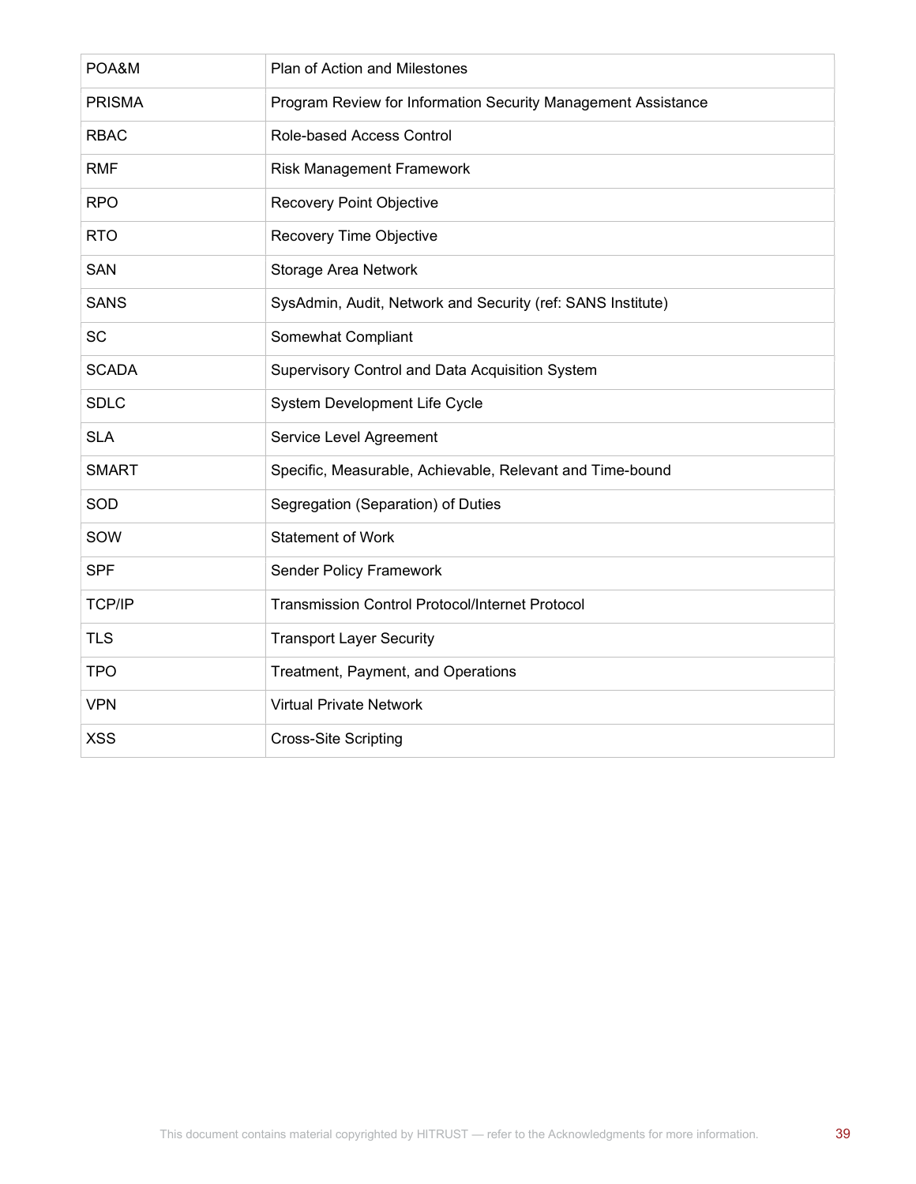| POA&M | Plan of Action and Milestones |
|---|---|
| PRISMA | Program Review for Information Security Management Assistance |
| RBAC | Role-based Access Control |
| RMF | Risk Management Framework |
| RPO | Recovery Point Objective |
| RTO | Recovery Time Objective |
| SAN | Storage Area Network |
| SANS | SysAdmin, Audit, Network and Security (ref: SANS Institute) |
| SC | Somewhat Compliant |
| SCADA | Supervisory Control and Data Acquisition System |
| SDLC | System Development Life Cycle |
| SLA | Service Level Agreement |
| SMART | Specific, Measurable, Achievable, Relevant and Time-bound |
| SOD | Segregation (Separation) of Duties |
| SOW | Statement of Work |
| SPF | Sender Policy Framework |
| TCP/IP | Transmission Control Protocol/Internet Protocol |
| TLS | Transport Layer Security |
| TPO | Treatment, Payment, and Operations |
| VPN | Virtual Private Network |
| XSS | Cross-Site Scripting |

This document contains material copyrighted by HITRUST — refer to the Acknowledgments for more information.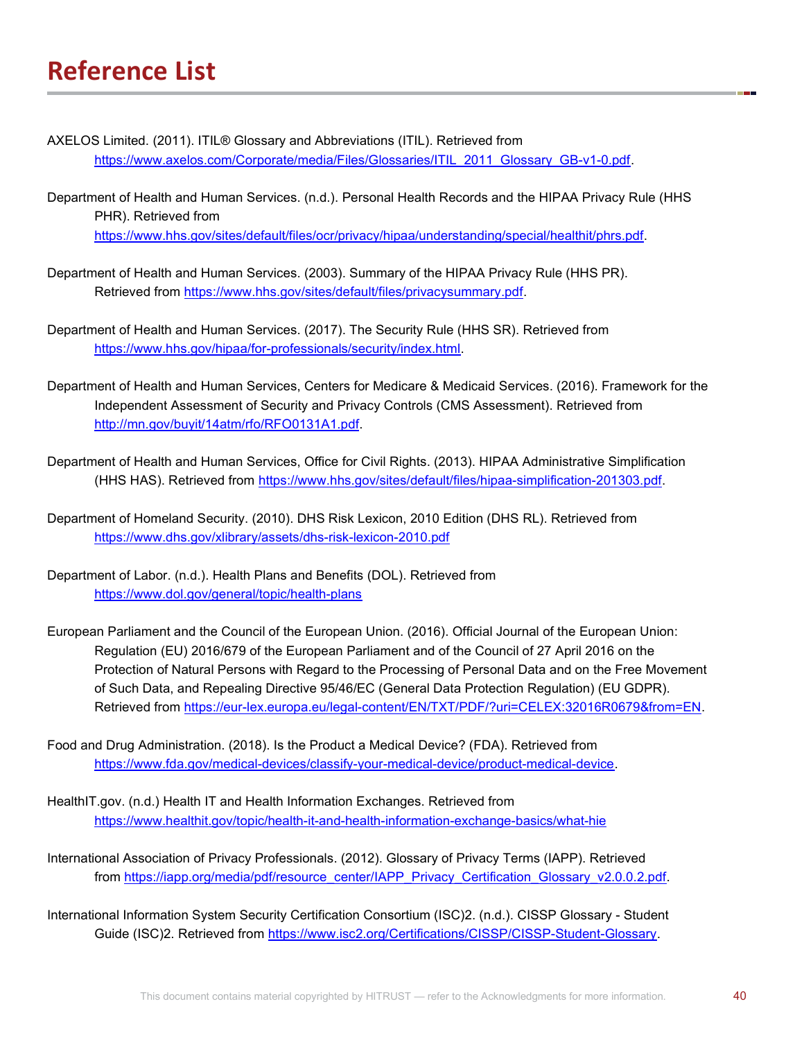# Reference List

AXELOS Limited. (2011). ITIL® Glossary and Abbreviations (ITIL). Retrieved from https://www.axelos.com/Corporate/media/Files/Glossaries/ITIL_2011_Glossary_GB-v1-0.pdf.

Department of Health and Human Services. (n.d.). Personal Health Records and the HIPAA Privacy Rule (HHS PHR). Retrieved from https://www.hhs.gov/sites/default/files/ocr/privacy/hipaa/understanding/special/healthit/phrs.pdf.

Department of Health and Human Services. (2003). Summary of the HIPAA Privacy Rule (HHS PR). Retrieved from https://www.hhs.gov/sites/default/files/privacysummary.pdf.

Department of Health and Human Services. (2017). The Security Rule (HHS SR). Retrieved from https://www.hhs.gov/hipaa/for-professionals/security/index.html.

Department of Health and Human Services, Centers for Medicare & Medicaid Services. (2016). Framework for the Independent Assessment of Security and Privacy Controls (CMS Assessment). Retrieved from http://mn.gov/buyit/14atm/rfo/RFO0131A1.pdf.

Department of Health and Human Services, Office for Civil Rights. (2013). HIPAA Administrative Simplification (HHS HAS). Retrieved from https://www.hhs.gov/sites/default/files/hipaa-simplification-201303.pdf.

Department of Homeland Security. (2010). DHS Risk Lexicon, 2010 Edition (DHS RL). Retrieved from https://www.dhs.gov/xlibrary/assets/dhs-risk-lexicon-2010.pdf

Department of Labor. (n.d.). Health Plans and Benefits (DOL). Retrieved from https://www.dol.gov/general/topic/health-plans

European Parliament and the Council of the European Union. (2016). Official Journal of the European Union: Regulation (EU) 2016/679 of the European Parliament and of the Council of 27 April 2016 on the Protection of Natural Persons with Regard to the Processing of Personal Data and on the Free Movement of Such Data, and Repealing Directive 95/46/EC (General Data Protection Regulation) (EU GDPR). Retrieved from https://eur-lex.europa.eu/legal-content/EN/TXT/PDF/?uri=CELEX:32016R0679&from=EN.

Food and Drug Administration. (2018). Is the Product a Medical Device? (FDA). Retrieved from https://www.fda.gov/medical-devices/classify-your-medical-device/product-medical-device.

HealthIT.gov. (n.d.) Health IT and Health Information Exchanges. Retrieved from https://www.healthit.gov/topic/health-it-and-health-information-exchange-basics/what-hie

International Association of Privacy Professionals. (2012). Glossary of Privacy Terms (IAPP). Retrieved from https://iapp.org/media/pdf/resource_center/IAPP_Privacy_Certification_Glossary_v2.0.0.2.pdf.

International Information System Security Certification Consortium (ISC)2. (n.d.). CISSP Glossary - Student Guide (ISC)2. Retrieved from https://www.isc2.org/Certifications/CISSP/CISSP-Student-Glossary.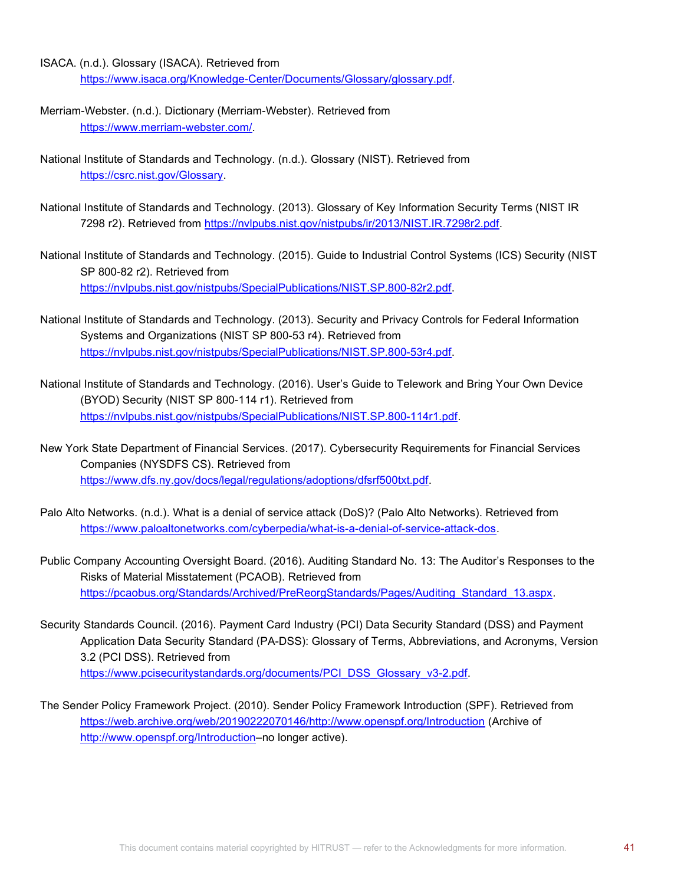ISACA. (n.d.). Glossary (ISACA). Retrieved from https://www.isaca.org/Knowledge-Center/Documents/Glossary/glossary.pdf.

Merriam-Webster. (n.d.). Dictionary (Merriam-Webster). Retrieved from https://www.merriam-webster.com/.

National Institute of Standards and Technology. (n.d.). Glossary (NIST). Retrieved from https://csrc.nist.gov/Glossary.

National Institute of Standards and Technology. (2013). Glossary of Key Information Security Terms (NIST IR 7298 r2). Retrieved from https://nvlpubs.nist.gov/nistpubs/ir/2013/NIST.IR.7298r2.pdf.

National Institute of Standards and Technology. (2015). Guide to Industrial Control Systems (ICS) Security (NIST SP 800-82 r2). Retrieved from https://nvlpubs.nist.gov/nistpubs/SpecialPublications/NIST.SP.800-82r2.pdf.

National Institute of Standards and Technology. (2013). Security and Privacy Controls for Federal Information Systems and Organizations (NIST SP 800-53 r4). Retrieved from https://nvlpubs.nist.gov/nistpubs/SpecialPublications/NIST.SP.800-53r4.pdf.

National Institute of Standards and Technology. (2016). User's Guide to Telework and Bring Your Own Device (BYOD) Security (NIST SP 800-114 r1). Retrieved from https://nvlpubs.nist.gov/nistpubs/SpecialPublications/NIST.SP.800-114r1.pdf.

New York State Department of Financial Services. (2017). Cybersecurity Requirements for Financial Services Companies (NYSDFS CS). Retrieved from https://www.dfs.ny.gov/docs/legal/regulations/adoptions/dfsrf500txt.pdf.

Palo Alto Networks. (n.d.). What is a denial of service attack (DoS)? (Palo Alto Networks). Retrieved from https://www.paloaltonetworks.com/cyberpedia/what-is-a-denial-of-service-attack-dos.

Public Company Accounting Oversight Board. (2016). Auditing Standard No. 13: The Auditor's Responses to the Risks of Material Misstatement (PCAOB). Retrieved from https://pcaobus.org/Standards/Archived/PreReorgStandards/Pages/Auditing_Standard_13.aspx.

Security Standards Council. (2016). Payment Card Industry (PCI) Data Security Standard (DSS) and Payment Application Data Security Standard (PA-DSS): Glossary of Terms, Abbreviations, and Acronyms, Version 3.2 (PCI DSS). Retrieved from https://www.pcisecuritystandards.org/documents/PCI_DSS_Glossary_v3-2.pdf.

The Sender Policy Framework Project. (2010). Sender Policy Framework Introduction (SPF). Retrieved from https://web.archive.org/web/20190222070146/http://www.openspf.org/Introduction (Archive of http://www.openspf.org/Introduction–no longer active).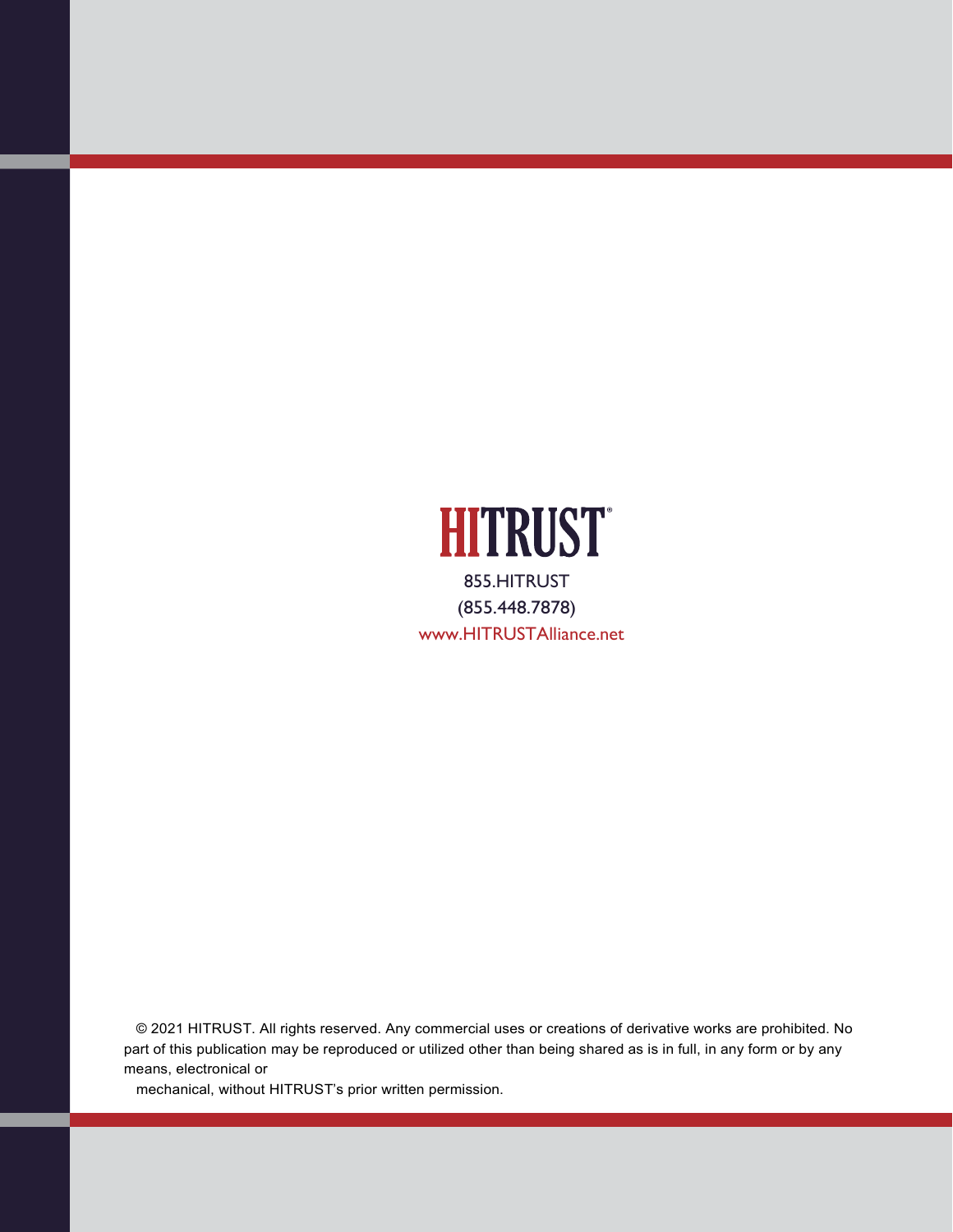HITRUST®

855.HITRUST

(855.448.7878)

www.HITRUSTAlliance.net

© 2021 HITRUST. All rights reserved. Any commercial uses or creations of derivative works are prohibited. No part of this publication may be reproduced or utilized other than being shared as is in full, in any form or by any means, electronical or

mechanical, without HITRUST's prior written permission.